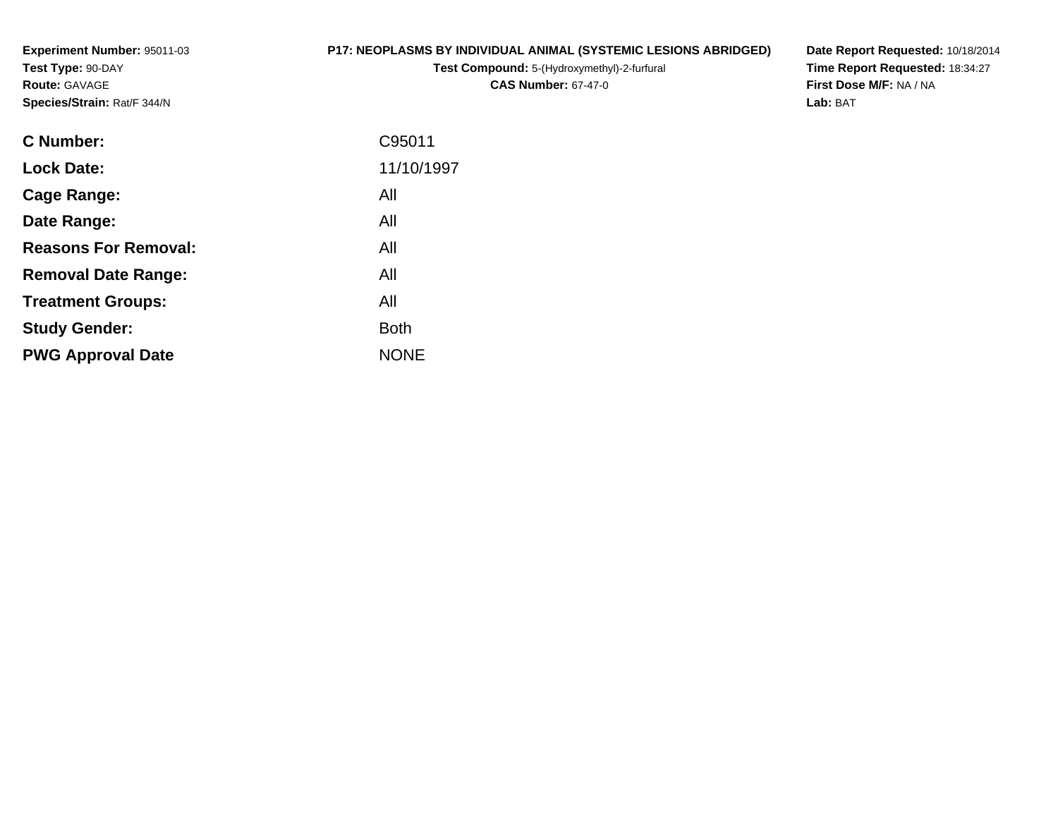Experiment Number: 95011-03
Test Type: 90-DAY
Route: GAVAGE
Species/Strain: Rat/F 344/N

**P17: NEOPLASMS BY INDIVIDUAL ANIMAL (SYSTEMIC LESIONS ABRIDGED)**
**Test Compound:** 5-(Hydroxymethyl)-2-furfural
**CAS Number:** 67-47-0

**Date Report Requested:** 10/18/2014
**Time Report Requested:** 18:34:27
**First Dose M/F:** NA / NA
**Lab:** BAT

| | |
|---|---|
| **C Number:** | C95011 |
| **Lock Date:** | 11/10/1997 |
| **Cage Range:** | All |
| **Date Range:** | All |
| **Reasons For Removal:** | All |
| **Removal Date Range:** | All |
| **Treatment Groups:** | All |
| **Study Gender:** | Both |
| **PWG Approval Date** | NONE |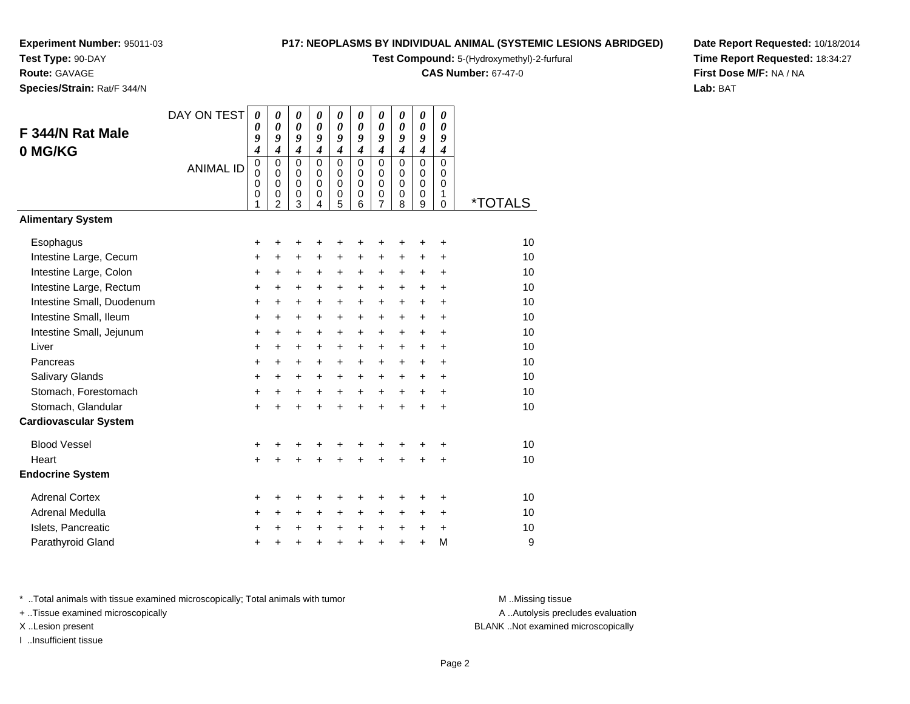**Experiment Number:** 95011-03
**Test Type:** 90-DAY
**Route:** GAVAGE
**Species/Strain:** Rat/F 344/N

**P17: NEOPLASMS BY INDIVIDUAL ANIMAL (SYSTEMIC LESIONS ABRIDGED)**
**Test Compound:** 5-(Hydroxymethyl)-2-furfural
**CAS Number:** 67-47-0

**Date Report Requested:** 10/18/2014
**Time Report Requested:** 18:34:27
**First Dose M/F:** NA / NA
**Lab:** BAT

## F 344/N Rat Male 0 MG/KG

| DAY ON TEST | 0094 | 0094 | 0094 | 0094 | 0094 | 0094 | 0094 | 0094 | 0094 | 0094 | |
|---|---|---|---|---|---|---|---|---|---|---|---|
| ANIMAL ID | 00001 | 00002 | 00003 | 00004 | 00005 | 00006 | 00007 | 00008 | 00009 | 00010 | *TOTALS |
| **Alimentary System** | | | | | | | | | | | |
| Esophagus | + | + | + | + | + | + | + | + | + | + | 10 |
| Intestine Large, Cecum | + | + | + | + | + | + | + | + | + | + | 10 |
| Intestine Large, Colon | + | + | + | + | + | + | + | + | + | + | 10 |
| Intestine Large, Rectum | + | + | + | + | + | + | + | + | + | + | 10 |
| Intestine Small, Duodenum | + | + | + | + | + | + | + | + | + | + | 10 |
| Intestine Small, Ileum | + | + | + | + | + | + | + | + | + | + | 10 |
| Intestine Small, Jejunum | + | + | + | + | + | + | + | + | + | + | 10 |
| Liver | + | + | + | + | + | + | + | + | + | + | 10 |
| Pancreas | + | + | + | + | + | + | + | + | + | + | 10 |
| Salivary Glands | + | + | + | + | + | + | + | + | + | + | 10 |
| Stomach, Forestomach | + | + | + | + | + | + | + | + | + | + | 10 |
| Stomach, Glandular | + | + | + | + | + | + | + | + | + | + | 10 |
| **Cardiovascular System** | | | | | | | | | | | |
| Blood Vessel | + | + | + | + | + | + | + | + | + | + | 10 |
| Heart | + | + | + | + | + | + | + | + | + | + | 10 |
| **Endocrine System** | | | | | | | | | | | |
| Adrenal Cortex | + | + | + | + | + | + | + | + | + | + | 10 |
| Adrenal Medulla | + | + | + | + | + | + | + | + | + | + | 10 |
| Islets, Pancreatic | + | + | + | + | + | + | + | + | + | + | 10 |
| Parathyroid Gland | + | + | + | + | + | + | + | + | + | M | 9 |

\* ..Total animals with tissue examined microscopically; Total animals with tumor
\+ ..Tissue examined microscopically
X ..Lesion present
I ..Insufficient tissue

M ..Missing tissue
A ..Autolysis precludes evaluation
BLANK ..Not examined microscopically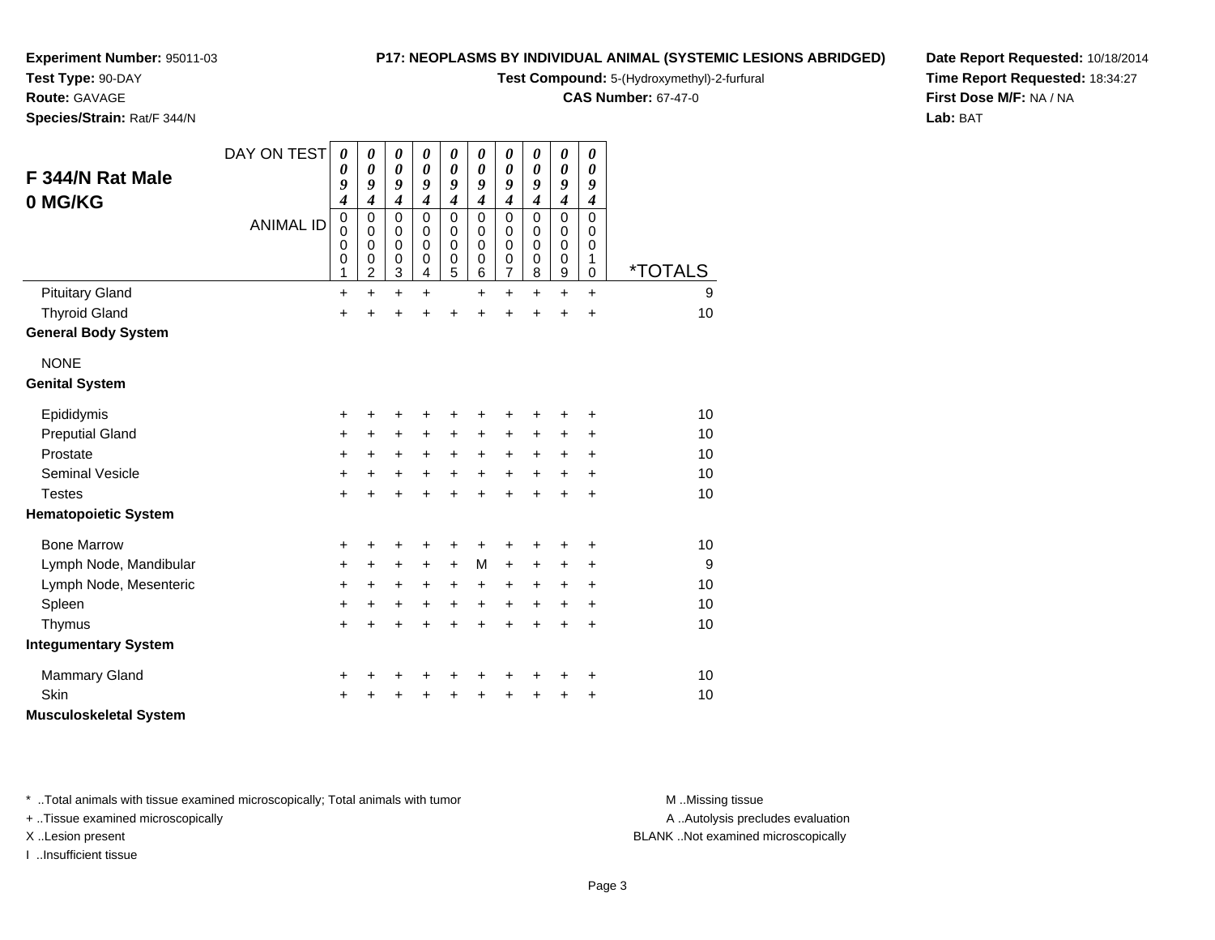**Experiment Number:** 95011-03
**Test Type:** 90-DAY
**Route:** GAVAGE
**Species/Strain:** Rat/F 344/N

**P17: NEOPLASMS BY INDIVIDUAL ANIMAL (SYSTEMIC LESIONS ABRIDGED)**
**Test Compound:** 5-(Hydroxymethyl)-2-furfural
**CAS Number:** 67-47-0

**Date Report Requested:** 10/18/2014
**Time Report Requested:** 18:34:27
**First Dose M/F:** NA / NA
**Lab:** BAT

## F 344/N Rat Male
## 0 MG/KG

| DAY ON TEST | 0094 | 0094 | 0094 | 0094 | 0094 | 0094 | 0094 | 0094 | 0094 | 0094 | |
|---|---|---|---|---|---|---|---|---|---|---|---|
| ANIMAL ID | 00001 | 00002 | 00003 | 00004 | 00005 | 00006 | 00007 | 00008 | 00009 | 00010 | *TOTALS |
| Pituitary Gland | + | + | + | + | | + | + | + | + | + | 9 |
| Thyroid Gland | + | + | + | + | + | + | + | + | + | + | 10 |
| **General Body System** | | | | | | | | | | | |
| NONE | | | | | | | | | | | |
| **Genital System** | | | | | | | | | | | |
| Epididymis | + | + | + | + | + | + | + | + | + | + | 10 |
| Preputial Gland | + | + | + | + | + | + | + | + | + | + | 10 |
| Prostate | + | + | + | + | + | + | + | + | + | + | 10 |
| Seminal Vesicle | + | + | + | + | + | + | + | + | + | + | 10 |
| Testes | + | + | + | + | + | + | + | + | + | + | 10 |
| **Hematopoietic System** | | | | | | | | | | | |
| Bone Marrow | + | + | + | + | + | + | + | + | + | + | 10 |
| Lymph Node, Mandibular | + | + | + | + | + | M | + | + | + | + | 9 |
| Lymph Node, Mesenteric | + | + | + | + | + | + | + | + | + | + | 10 |
| Spleen | + | + | + | + | + | + | + | + | + | + | 10 |
| Thymus | + | + | + | + | + | + | + | + | + | + | 10 |
| **Integumentary System** | | | | | | | | | | | |
| Mammary Gland | + | + | + | + | + | + | + | + | + | + | 10 |
| Skin | + | + | + | + | + | + | + | + | + | + | 10 |
| **Musculoskeletal System** | | | | | | | | | | | |

* ..Total animals with tissue examined microscopically; Total animals with tumor
+ ..Tissue examined microscopically
X ..Lesion present
I ..Insufficient tissue

M ..Missing tissue
A ..Autolysis precludes evaluation
BLANK ..Not examined microscopically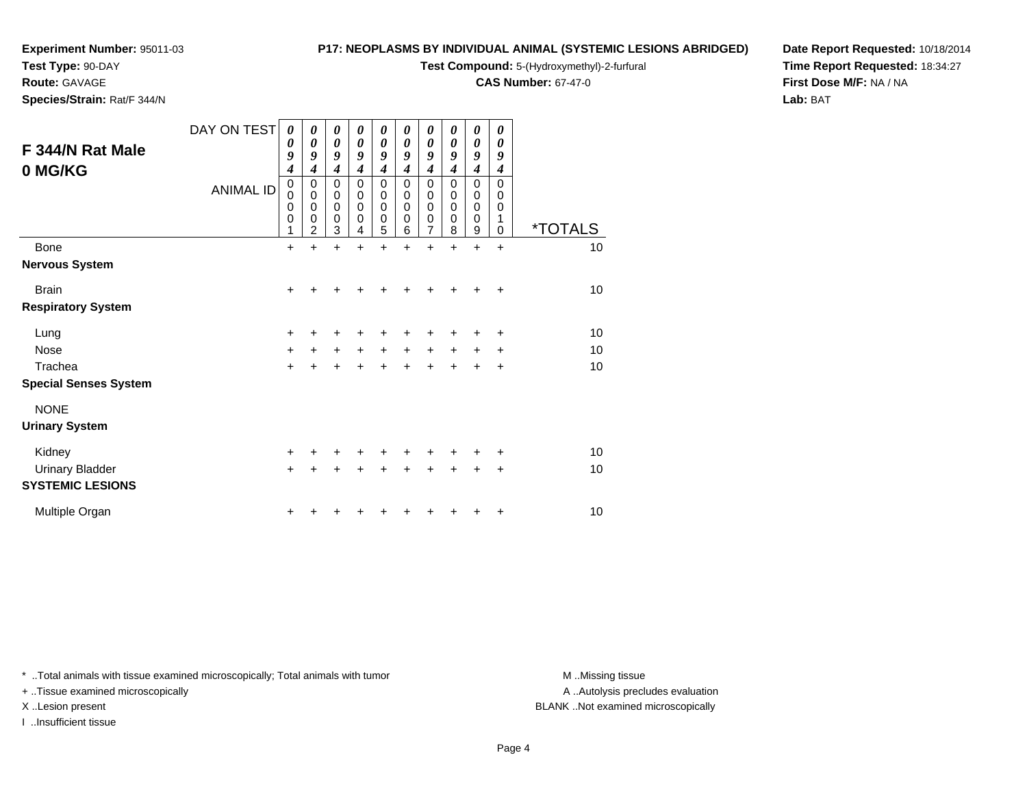**Experiment Number:** 95011-03
**Test Type:** 90-DAY
**Route:** GAVAGE
**Species/Strain:** Rat/F 344/N

**P17: NEOPLASMS BY INDIVIDUAL ANIMAL (SYSTEMIC LESIONS ABRIDGED)**
**Test Compound:** 5-(Hydroxymethyl)-2-furfural
**CAS Number:** 67-47-0

**Date Report Requested:** 10/18/2014
**Time Report Requested:** 18:34:27
**First Dose M/F:** NA / NA
**Lab:** BAT

## F 344/N Rat Male 0 MG/KG

| DAY ON TEST | 0094 | 0094 | 0094 | 0094 | 0094 | 0094 | 0094 | 0094 | 0094 | 0094 | |
|---|---|---|---|---|---|---|---|---|---|---|---|
| ANIMAL ID | 00001 | 00002 | 00003 | 00004 | 00005 | 00006 | 00007 | 00008 | 00009 | 00010 | *TOTALS |
| Bone | + | + | + | + | + | + | + | + | + | + | 10 |
| **Nervous System** | | | | | | | | | | | |
| Brain | + | + | + | + | + | + | + | + | + | + | 10 |
| **Respiratory System** | | | | | | | | | | | |
| Lung | + | + | + | + | + | + | + | + | + | + | 10 |
| Nose | + | + | + | + | + | + | + | + | + | + | 10 |
| Trachea | + | + | + | + | + | + | + | + | + | + | 10 |
| **Special Senses System** | | | | | | | | | | | |
| NONE | | | | | | | | | | | |
| **Urinary System** | | | | | | | | | | | |
| Kidney | + | + | + | + | + | + | + | + | + | + | 10 |
| Urinary Bladder | + | + | + | + | + | + | + | + | + | + | 10 |
| **SYSTEMIC LESIONS** | | | | | | | | | | | |
| Multiple Organ | + | + | + | + | + | + | + | + | + | + | 10 |

* ..Total animals with tissue examined microscopically; Total animals with tumor
+ ..Tissue examined microscopically
X ..Lesion present
I ..Insufficient tissue

M ..Missing tissue
A ..Autolysis precludes evaluation
BLANK ..Not examined microscopically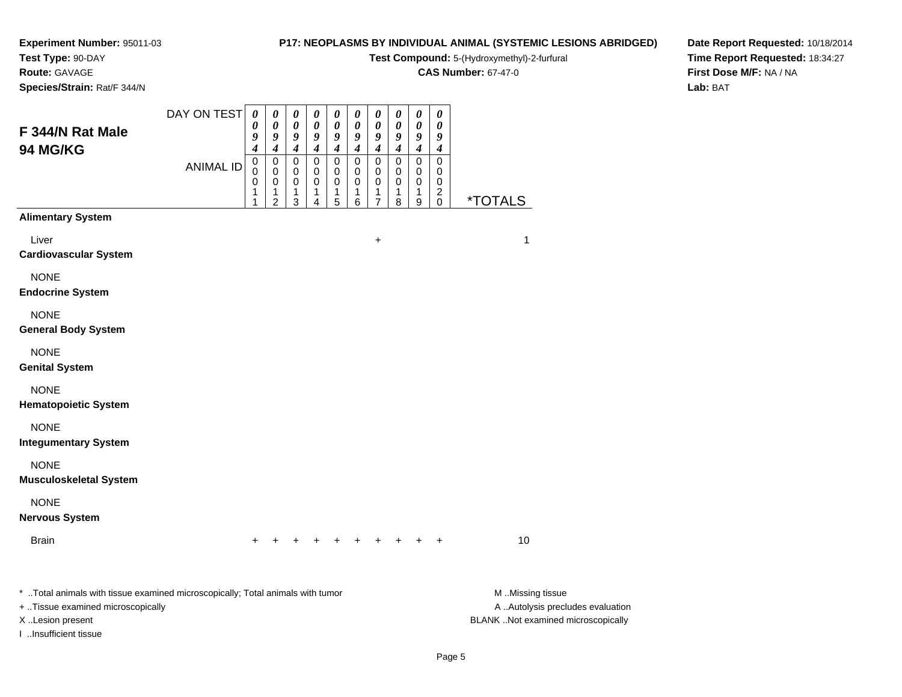**Experiment Number:** 95011-03
**Test Type:** 90-DAY
**Route:** GAVAGE
**Species/Strain:** Rat/F 344/N

**P17: NEOPLASMS BY INDIVIDUAL ANIMAL (SYSTEMIC LESIONS ABRIDGED)**
**Test Compound:** 5-(Hydroxymethyl)-2-furfural
**CAS Number:** 67-47-0

**Date Report Requested:** 10/18/2014
**Time Report Requested:** 18:34:27
**First Dose M/F:** NA / NA
**Lab:** BAT

## F 344/N Rat Male
## 94 MG/KG

| DAY ON TEST | 0094 | 0094 | 0094 | 0094 | 0094 | 0094 | 0094 | 0094 | 0094 | 0094 | |
|---|---|---|---|---|---|---|---|---|---|---|---|
| ANIMAL ID | 00011 | 00012 | 00013 | 00014 | 00015 | 00016 | 00017 | 00018 | 00019 | 00020 | *TOTALS |
| **Alimentary System** | | | | | | | | | | | |
| Liver | | | | | | | + | | | | 1 |
| **Cardiovascular System** | | | | | | | | | | | |
| NONE | | | | | | | | | | | |
| **Endocrine System** | | | | | | | | | | | |
| NONE | | | | | | | | | | | |
| **General Body System** | | | | | | | | | | | |
| NONE | | | | | | | | | | | |
| **Genital System** | | | | | | | | | | | |
| NONE | | | | | | | | | | | |
| **Hematopoietic System** | | | | | | | | | | | |
| NONE | | | | | | | | | | | |
| **Integumentary System** | | | | | | | | | | | |
| NONE | | | | | | | | | | | |
| **Musculoskeletal System** | | | | | | | | | | | |
| NONE | | | | | | | | | | | |
| **Nervous System** | | | | | | | | | | | |
| Brain | + | + | + | + | + | + | + | + | + | + | 10 |

* ..Total animals with tissue examined microscopically; Total animals with tumor
+ ..Tissue examined microscopically
X ..Lesion present
I ..Insufficient tissue

M ..Missing tissue
A ..Autolysis precludes evaluation
BLANK ..Not examined microscopically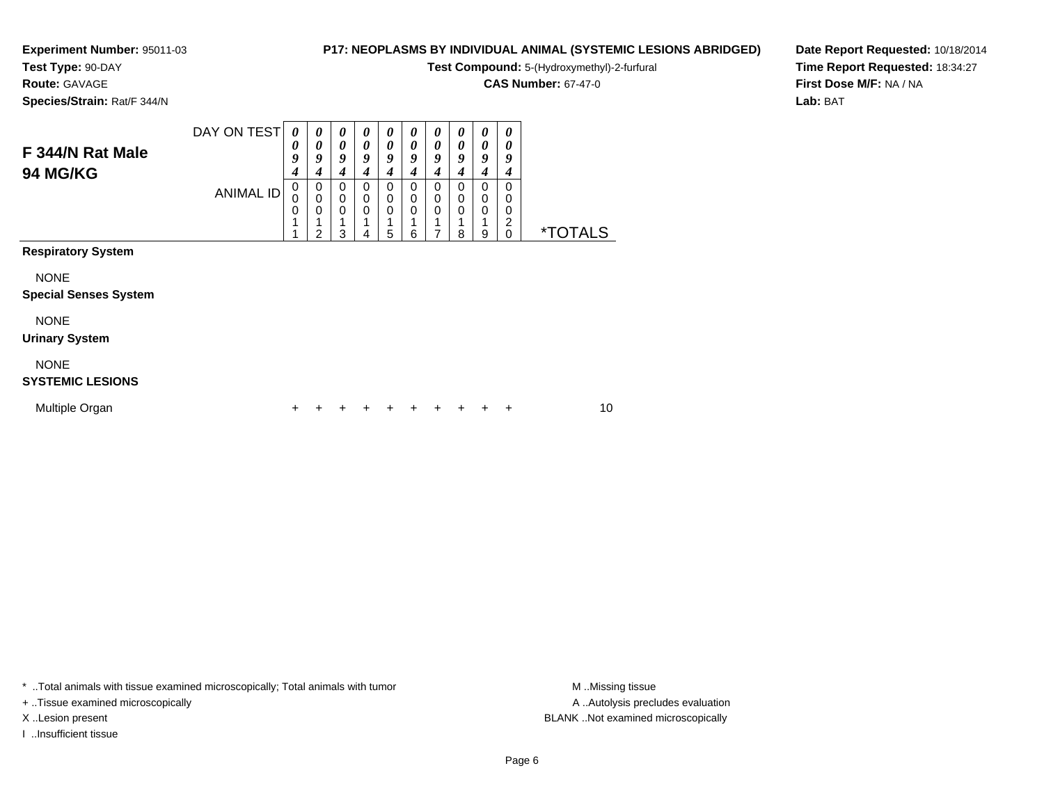**Experiment Number:** 95011-03
**Test Type:** 90-DAY
**Route:** GAVAGE
**Species/Strain:** Rat/F 344/N

**P17: NEOPLASMS BY INDIVIDUAL ANIMAL (SYSTEMIC LESIONS ABRIDGED)**
**Test Compound:** 5-(Hydroxymethyl)-2-furfural
**CAS Number:** 67-47-0

**Date Report Requested:** 10/18/2014
**Time Report Requested:** 18:34:27
**First Dose M/F:** NA / NA
**Lab:** BAT

## F 344/N Rat Male
## 94 MG/KG

| DAY ON TEST | 0094 | 0094 | 0094 | 0094 | 0094 | 0094 | 0094 | 0094 | 0094 | 0094 | |
|---|---|---|---|---|---|---|---|---|---|---|---|
| ANIMAL ID | 00011 | 00012 | 00013 | 00014 | 00015 | 00016 | 00017 | 00018 | 00019 | 00020 | *TOTALS |
| **Respiratory System** | | | | | | | | | | | |
| NONE | | | | | | | | | | | |
| **Special Senses System** | | | | | | | | | | | |
| NONE | | | | | | | | | | | |
| **Urinary System** | | | | | | | | | | | |
| NONE | | | | | | | | | | | |
| **SYSTEMIC LESIONS** | | | | | | | | | | | |
| Multiple Organ | + | + | + | + | + | + | + | + | + | + | 10 |

* ..Total animals with tissue examined microscopically; Total animals with tumor
+ ..Tissue examined microscopically
X ..Lesion present
I ..Insufficient tissue

M ..Missing tissue
A ..Autolysis precludes evaluation
BLANK ..Not examined microscopically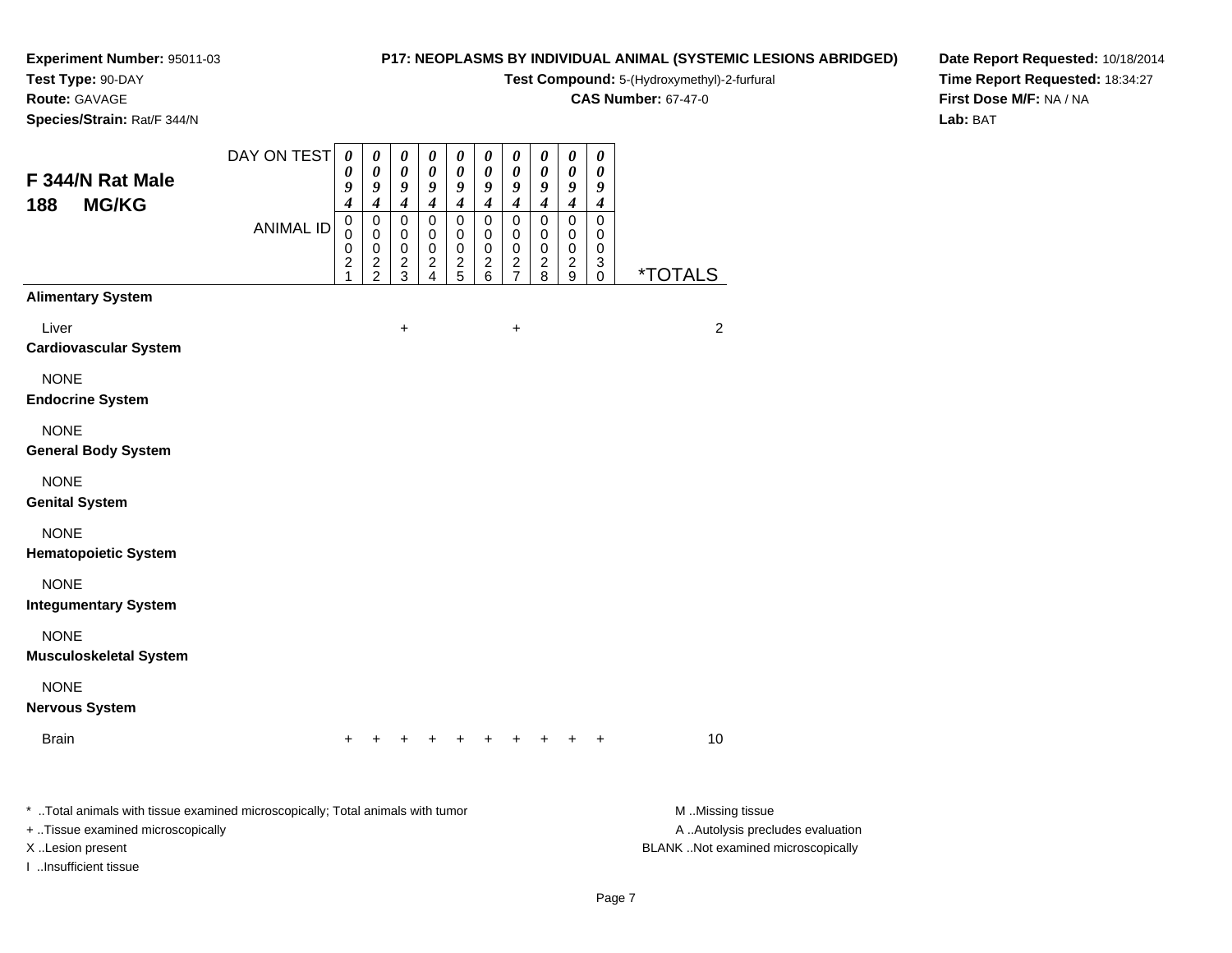**Experiment Number:** 95011-03
**Test Type:** 90-DAY
**Route:** GAVAGE
**Species/Strain:** Rat/F 344/N

**P17: NEOPLASMS BY INDIVIDUAL ANIMAL (SYSTEMIC LESIONS ABRIDGED)**
**Test Compound:** 5-(Hydroxymethyl)-2-furfural
**CAS Number:** 67-47-0

**Date Report Requested:** 10/18/2014
**Time Report Requested:** 18:34:27
**First Dose M/F:** NA / NA
**Lab:** BAT

## F 344/N Rat Male 188 MG/KG

| DAY ON TEST | 0094 | 0094 | 0094 | 0094 | 0094 | 0094 | 0094 | 0094 | 0094 | 0094 | |
|---|---|---|---|---|---|---|---|---|---|---|---|
| ANIMAL ID | 00021 | 00022 | 00023 | 00024 | 00025 | 00026 | 00027 | 00028 | 00029 | 00030 | *TOTALS |
| **Alimentary System** | | | | | | | | | | | |
| Liver | | | + | | | | + | | | | 2 |
| **Cardiovascular System** | | | | | | | | | | | |
| NONE | | | | | | | | | | | |
| **Endocrine System** | | | | | | | | | | | |
| NONE | | | | | | | | | | | |
| **General Body System** | | | | | | | | | | | |
| NONE | | | | | | | | | | | |
| **Genital System** | | | | | | | | | | | |
| NONE | | | | | | | | | | | |
| **Hematopoietic System** | | | | | | | | | | | |
| NONE | | | | | | | | | | | |
| **Integumentary System** | | | | | | | | | | | |
| NONE | | | | | | | | | | | |
| **Musculoskeletal System** | | | | | | | | | | | |
| NONE | | | | | | | | | | | |
| **Nervous System** | | | | | | | | | | | |
| Brain | + | + | + | + | + | + | + | + | + | + | 10 |

* ..Total animals with tissue examined microscopically; Total animals with tumor
+ ..Tissue examined microscopically
X ..Lesion present
I ..Insufficient tissue

M ..Missing tissue
A ..Autolysis precludes evaluation
BLANK ..Not examined microscopically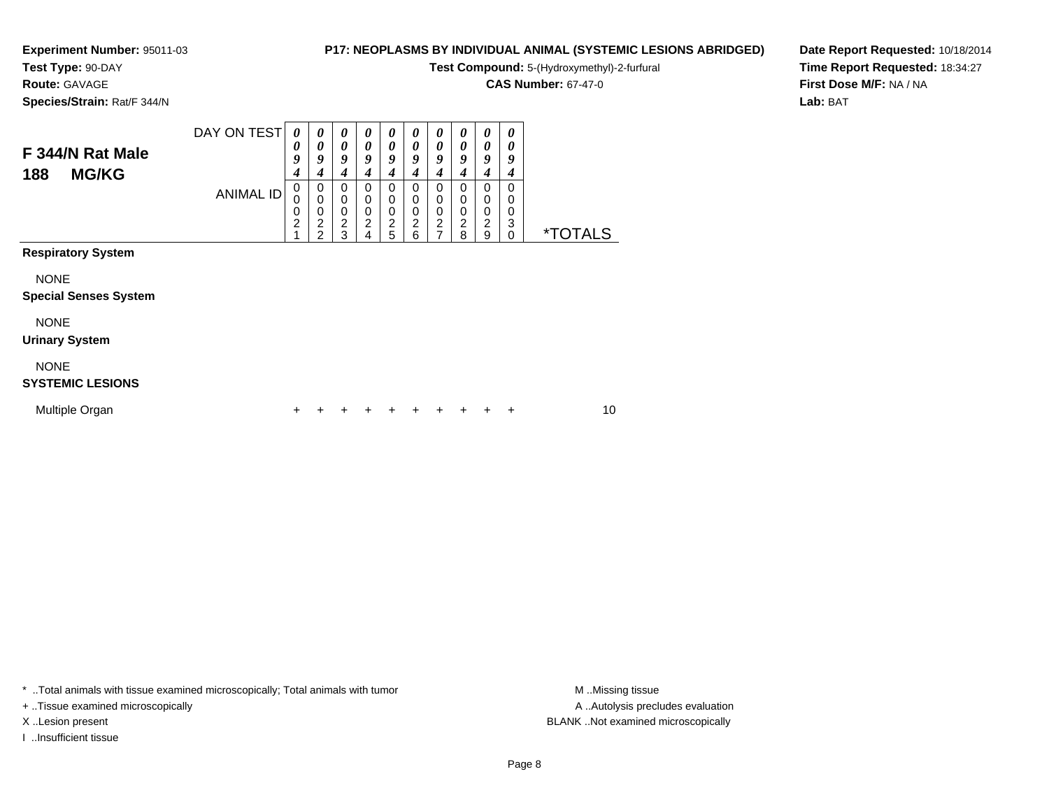**Experiment Number:** 95011-03
**Test Type:** 90-DAY
**Route:** GAVAGE
**Species/Strain:** Rat/F 344/N

**P17: NEOPLASMS BY INDIVIDUAL ANIMAL (SYSTEMIC LESIONS ABRIDGED)**
**Test Compound:** 5-(Hydroxymethyl)-2-furfural
**CAS Number:** 67-47-0

**Date Report Requested:** 10/18/2014
**Time Report Requested:** 18:34:27
**First Dose M/F:** NA / NA
**Lab:** BAT

## F 344/N Rat Male
## 188 MG/KG

| DAY ON TEST | 0094 | 0094 | 0094 | 0094 | 0094 | 0094 | 0094 | 0094 | 0094 | 0094 | |
|---|---|---|---|---|---|---|---|---|---|---|---|
| ANIMAL ID | 00021 | 00022 | 00023 | 00024 | 00025 | 00026 | 00027 | 00028 | 00029 | 00030 | *TOTALS |
| **Respiratory System** | | | | | | | | | | | |
| NONE | | | | | | | | | | | |
| **Special Senses System** | | | | | | | | | | | |
| NONE | | | | | | | | | | | |
| **Urinary System** | | | | | | | | | | | |
| NONE | | | | | | | | | | | |
| **SYSTEMIC LESIONS** | | | | | | | | | | | |
| Multiple Organ | + | + | + | + | + | + | + | + | + | + | 10 |

* ..Total animals with tissue examined microscopically; Total animals with tumor
+ ..Tissue examined microscopically
X ..Lesion present
I ..Insufficient tissue

M ..Missing tissue
A ..Autolysis precludes evaluation
BLANK ..Not examined microscopically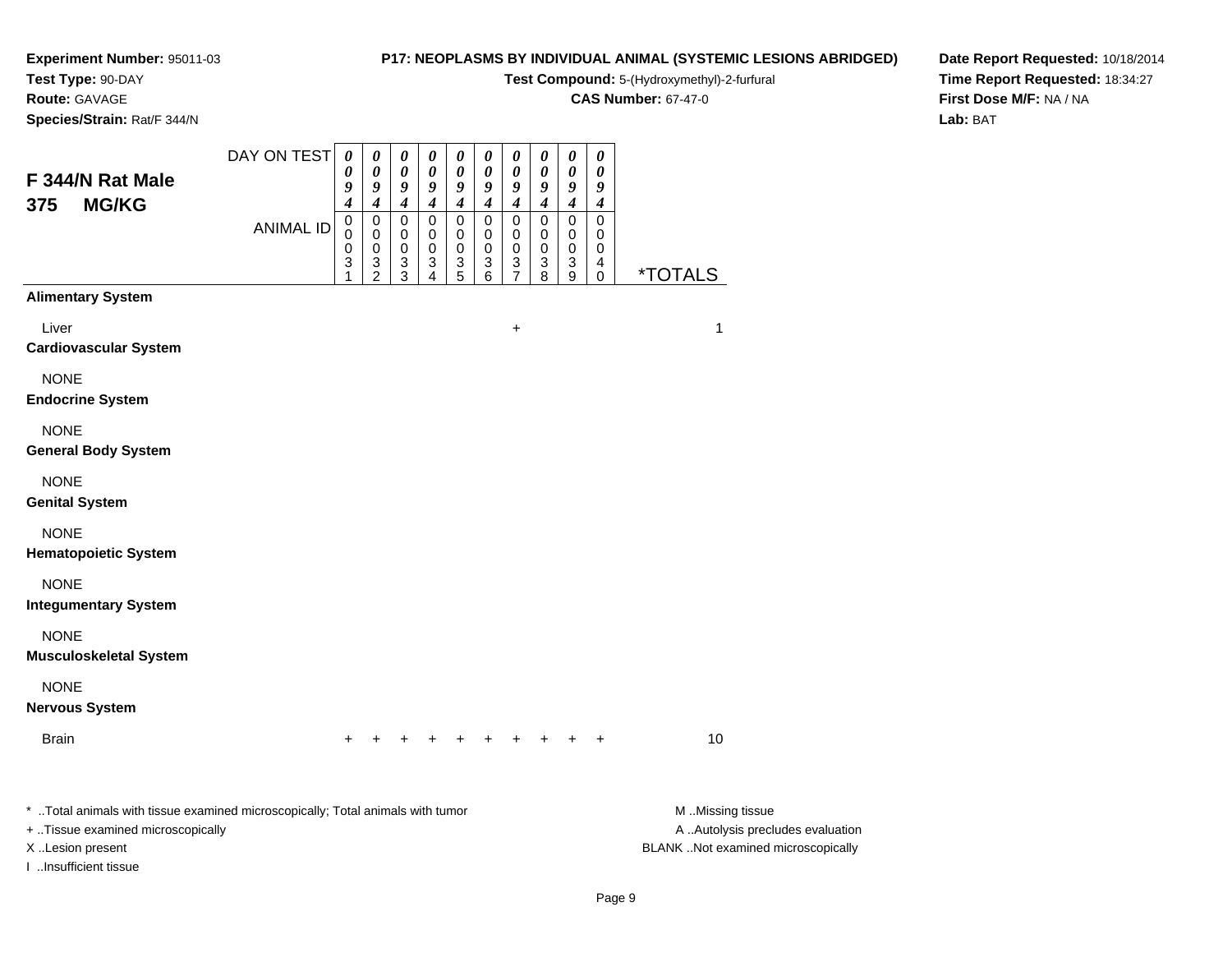**Experiment Number:** 95011-03
**Test Type:** 90-DAY
**Route:** GAVAGE
**Species/Strain:** Rat/F 344/N

**P17: NEOPLASMS BY INDIVIDUAL ANIMAL (SYSTEMIC LESIONS ABRIDGED)**
**Test Compound:** 5-(Hydroxymethyl)-2-furfural
**CAS Number:** 67-47-0

**Date Report Requested:** 10/18/2014
**Time Report Requested:** 18:34:27
**First Dose M/F:** NA / NA
**Lab:** BAT

## F 344/N Rat Male
## 375 MG/KG

| DAY ON TEST | 0094 | 0094 | 0094 | 0094 | 0094 | 0094 | 0094 | 0094 | 0094 | 0094 | |
|---|---|---|---|---|---|---|---|---|---|---|---|
| ANIMAL ID | 00031 | 00032 | 00033 | 00034 | 00035 | 00036 | 00037 | 00038 | 00039 | 00040 | *TOTALS |
| **Alimentary System** | | | | | | | | | | | |
| Liver | | | | | | | + | | | | 1 |
| **Cardiovascular System** | | | | | | | | | | | |
| NONE | | | | | | | | | | | |
| **Endocrine System** | | | | | | | | | | | |
| NONE | | | | | | | | | | | |
| **General Body System** | | | | | | | | | | | |
| NONE | | | | | | | | | | | |
| **Genital System** | | | | | | | | | | | |
| NONE | | | | | | | | | | | |
| **Hematopoietic System** | | | | | | | | | | | |
| NONE | | | | | | | | | | | |
| **Integumentary System** | | | | | | | | | | | |
| NONE | | | | | | | | | | | |
| **Musculoskeletal System** | | | | | | | | | | | |
| NONE | | | | | | | | | | | |
| **Nervous System** | | | | | | | | | | | |
| Brain | + | + | + | + | + | + | + | + | + | + | 10 |

* ..Total animals with tissue examined microscopically; Total animals with tumor
+ ..Tissue examined microscopically
X ..Lesion present
I ..Insufficient tissue

M ..Missing tissue
A ..Autolysis precludes evaluation
BLANK ..Not examined microscopically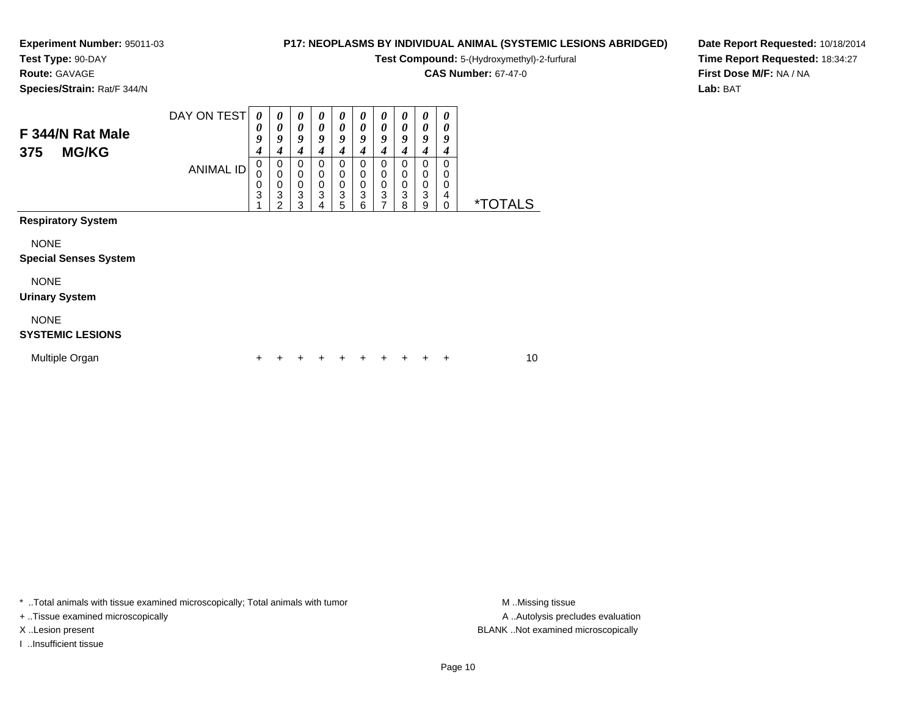**Experiment Number:** 95011-03
**Test Type:** 90-DAY
**Route:** GAVAGE
**Species/Strain:** Rat/F 344/N

**P17: NEOPLASMS BY INDIVIDUAL ANIMAL (SYSTEMIC LESIONS ABRIDGED)**
**Test Compound:** 5-(Hydroxymethyl)-2-furfural
**CAS Number:** 67-47-0

**Date Report Requested:** 10/18/2014
**Time Report Requested:** 18:34:27
**First Dose M/F:** NA / NA
**Lab:** BAT

## F 344/N Rat Male
## 375 MG/KG

| DAY ON TEST | 0094 | 0094 | 0094 | 0094 | 0094 | 0094 | 0094 | 0094 | 0094 | 0094 | |
|---|---|---|---|---|---|---|---|---|---|---|---|
| ANIMAL ID | 00031 | 00032 | 00033 | 00034 | 00035 | 00036 | 00037 | 00038 | 00039 | 00040 | *TOTALS |
| **Respiratory System** | | | | | | | | | | | |
| NONE | | | | | | | | | | | |
| **Special Senses System** | | | | | | | | | | | |
| NONE | | | | | | | | | | | |
| **Urinary System** | | | | | | | | | | | |
| NONE | | | | | | | | | | | |
| **SYSTEMIC LESIONS** | | | | | | | | | | | |
| Multiple Organ | + | + | + | + | + | + | + | + | + | + | 10 |

* ..Total animals with tissue examined microscopically; Total animals with tumor
+ ..Tissue examined microscopically
X ..Lesion present
I ..Insufficient tissue

M ..Missing tissue
A ..Autolysis precludes evaluation
BLANK ..Not examined microscopically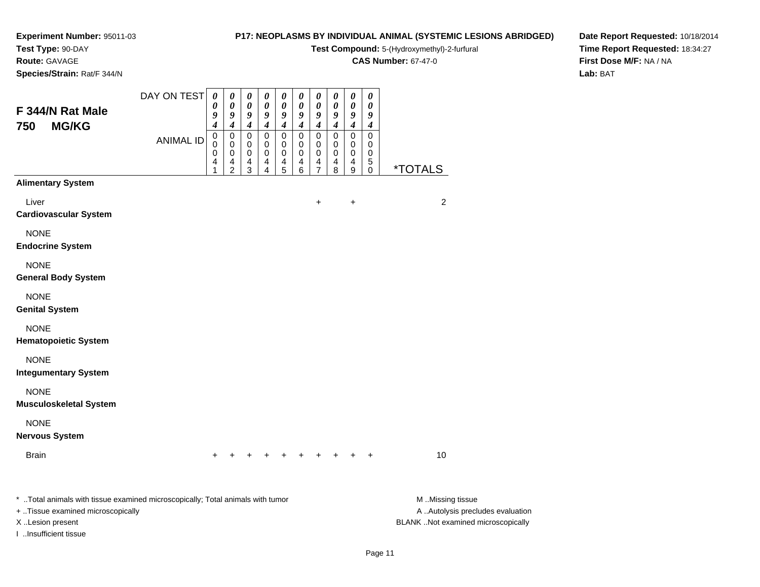**Experiment Number:** 95011-03
**Test Type:** 90-DAY
**Route:** GAVAGE
**Species/Strain:** Rat/F 344/N

**P17: NEOPLASMS BY INDIVIDUAL ANIMAL (SYSTEMIC LESIONS ABRIDGED)**
**Test Compound:** 5-(Hydroxymethyl)-2-furfural
**CAS Number:** 67-47-0

**Date Report Requested:** 10/18/2014
**Time Report Requested:** 18:34:27
**First Dose M/F:** NA / NA
**Lab:** BAT

## F 344/N Rat Male 750 MG/KG

| DAY ON TEST | 0094 | 0094 | 0094 | 0094 | 0094 | 0094 | 0094 | 0094 | 0094 | 0094 | |
|---|---|---|---|---|---|---|---|---|---|---|---|
| ANIMAL ID | 00041 | 00042 | 00043 | 00044 | 00045 | 00046 | 00047 | 00048 | 00049 | 00050 | *TOTALS |
| **Alimentary System** | | | | | | | | | | | |
| Liver | | | | | | | + | | + | | 2 |
| **Cardiovascular System** | | | | | | | | | | | |
| NONE | | | | | | | | | | | |
| **Endocrine System** | | | | | | | | | | | |
| NONE | | | | | | | | | | | |
| **General Body System** | | | | | | | | | | | |
| NONE | | | | | | | | | | | |
| **Genital System** | | | | | | | | | | | |
| NONE | | | | | | | | | | | |
| **Hematopoietic System** | | | | | | | | | | | |
| NONE | | | | | | | | | | | |
| **Integumentary System** | | | | | | | | | | | |
| NONE | | | | | | | | | | | |
| **Musculoskeletal System** | | | | | | | | | | | |
| NONE | | | | | | | | | | | |
| **Nervous System** | | | | | | | | | | | |
| Brain | + | + | + | + | + | + | + | + | + | + | 10 |

* ..Total animals with tissue examined microscopically; Total animals with tumor
+ ..Tissue examined microscopically
X ..Lesion present
I ..Insufficient tissue

M ..Missing tissue
A ..Autolysis precludes evaluation
BLANK ..Not examined microscopically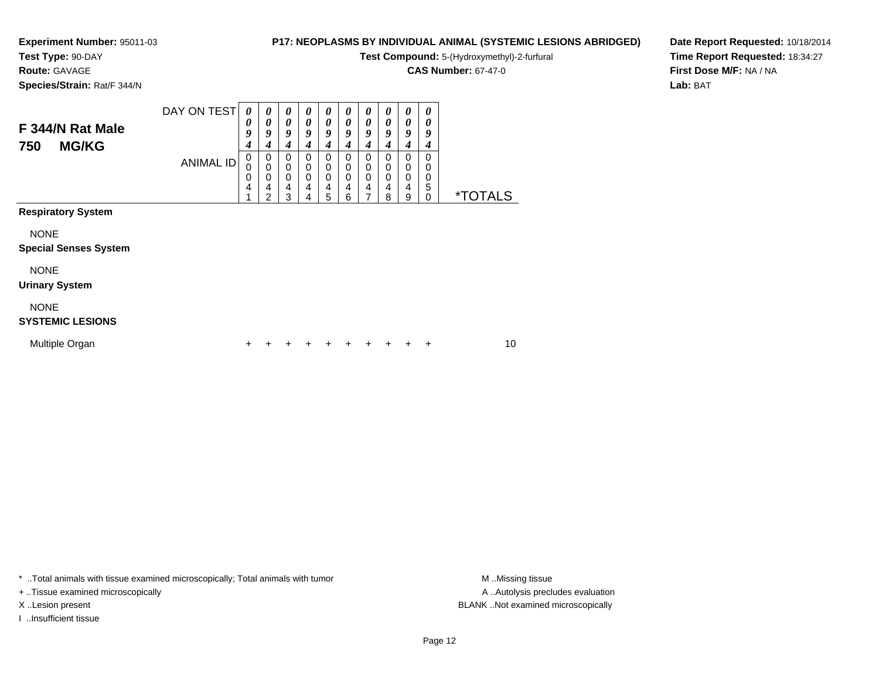**Experiment Number:** 95011-03
**Test Type:** 90-DAY
**Route:** GAVAGE
**Species/Strain:** Rat/F 344/N

**P17: NEOPLASMS BY INDIVIDUAL ANIMAL (SYSTEMIC LESIONS ABRIDGED)**
**Test Compound:** 5-(Hydroxymethyl)-2-furfural
**CAS Number:** 67-47-0

**Date Report Requested:** 10/18/2014
**Time Report Requested:** 18:34:27
**First Dose M/F:** NA / NA
**Lab:** BAT

## F 344/N Rat Male 750 MG/KG

| DAY ON TEST | 0094 | 0094 | 0094 | 0094 | 0094 | 0094 | 0094 | 0094 | 0094 | 0094 | |
|---|---|---|---|---|---|---|---|---|---|---|---|
| ANIMAL ID | 00041 | 00042 | 00043 | 00044 | 00045 | 00046 | 00047 | 00048 | 00049 | 00050 | *TOTALS |
| **Respiratory System** | | | | | | | | | | | |
| NONE | | | | | | | | | | | |
| **Special Senses System** | | | | | | | | | | | |
| NONE | | | | | | | | | | | |
| **Urinary System** | | | | | | | | | | | |
| NONE | | | | | | | | | | | |
| **SYSTEMIC LESIONS** | | | | | | | | | | | |
| Multiple Organ | + | + | + | + | + | + | + | + | + | + | 10 |

* ..Total animals with tissue examined microscopically; Total animals with tumor
+ ..Tissue examined microscopically
X ..Lesion present
I ..Insufficient tissue

M ..Missing tissue
A ..Autolysis precludes evaluation
BLANK ..Not examined microscopically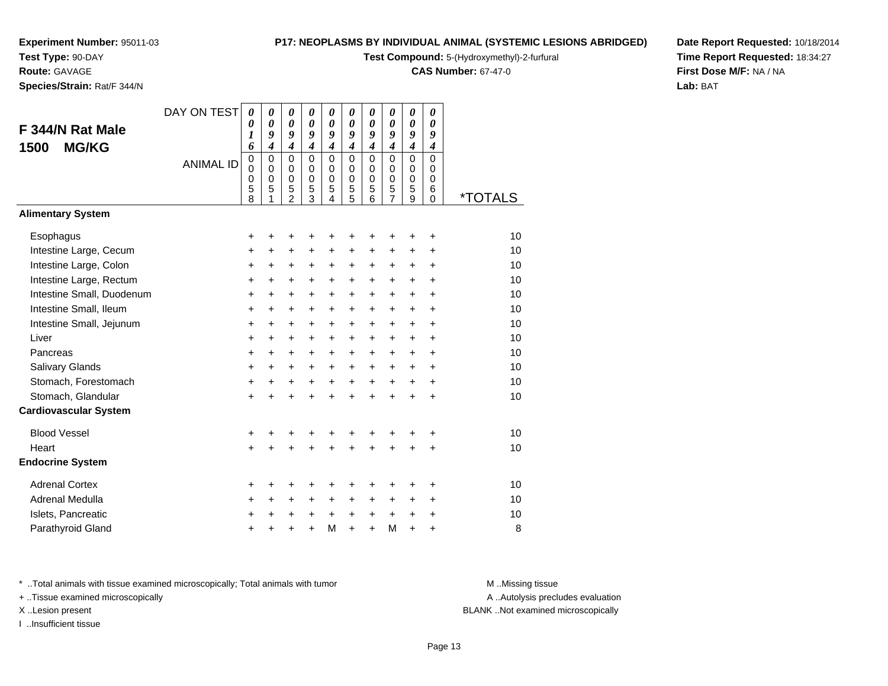**Experiment Number:** 95011-03
**Test Type:** 90-DAY
**Route:** GAVAGE
**Species/Strain:** Rat/F 344/N

**P17: NEOPLASMS BY INDIVIDUAL ANIMAL (SYSTEMIC LESIONS ABRIDGED)**
**Test Compound:** 5-(Hydroxymethyl)-2-furfural
**CAS Number:** 67-47-0

**Date Report Requested:** 10/18/2014
**Time Report Requested:** 18:34:27
**First Dose M/F:** NA / NA
**Lab:** BAT

## F 344/N Rat Male
## 1500 MG/KG

| DAY ON TEST | 0016 | 0094 | 0094 | 0094 | 0094 | 0094 | 0094 | 0094 | 0094 | 0094 | |
|---|---|---|---|---|---|---|---|---|---|---|---|
| ANIMAL ID | 00058 | 00051 | 00052 | 00053 | 00054 | 00055 | 00056 | 00057 | 00059 | 00060 | *TOTALS |
| **Alimentary System** | | | | | | | | | | | |
| Esophagus | + | + | + | + | + | + | + | + | + | + | 10 |
| Intestine Large, Cecum | + | + | + | + | + | + | + | + | + | + | 10 |
| Intestine Large, Colon | + | + | + | + | + | + | + | + | + | + | 10 |
| Intestine Large, Rectum | + | + | + | + | + | + | + | + | + | + | 10 |
| Intestine Small, Duodenum | + | + | + | + | + | + | + | + | + | + | 10 |
| Intestine Small, Ileum | + | + | + | + | + | + | + | + | + | + | 10 |
| Intestine Small, Jejunum | + | + | + | + | + | + | + | + | + | + | 10 |
| Liver | + | + | + | + | + | + | + | + | + | + | 10 |
| Pancreas | + | + | + | + | + | + | + | + | + | + | 10 |
| Salivary Glands | + | + | + | + | + | + | + | + | + | + | 10 |
| Stomach, Forestomach | + | + | + | + | + | + | + | + | + | + | 10 |
| Stomach, Glandular | + | + | + | + | + | + | + | + | + | + | 10 |
| **Cardiovascular System** | | | | | | | | | | | |
| Blood Vessel | + | + | + | + | + | + | + | + | + | + | 10 |
| Heart | + | + | + | + | + | + | + | + | + | + | 10 |
| **Endocrine System** | | | | | | | | | | | |
| Adrenal Cortex | + | + | + | + | + | + | + | + | + | + | 10 |
| Adrenal Medulla | + | + | + | + | + | + | + | + | + | + | 10 |
| Islets, Pancreatic | + | + | + | + | + | + | + | + | + | + | 10 |
| Parathyroid Gland | + | + | + | + | M | + | + | M | + | + | 8 |

\* ..Total animals with tissue examined microscopically; Total animals with tumor
\+ ..Tissue examined microscopically
X ..Lesion present
I ..Insufficient tissue

M ..Missing tissue
A ..Autolysis precludes evaluation
BLANK ..Not examined microscopically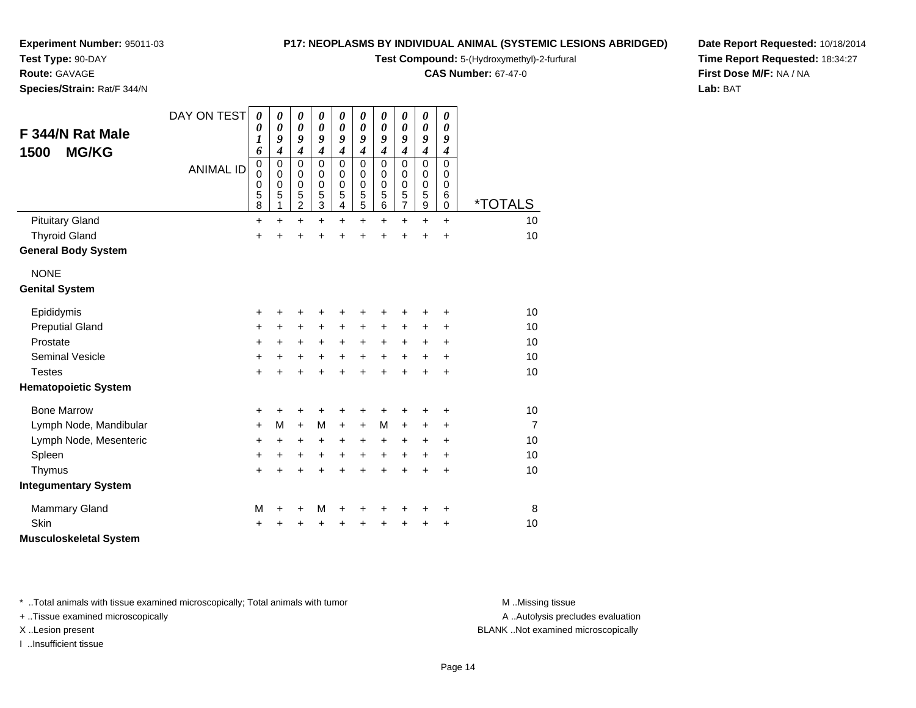**Experiment Number:** 95011-03
**Test Type:** 90-DAY
**Route:** GAVAGE
**Species/Strain:** Rat/F 344/N

**P17: NEOPLASMS BY INDIVIDUAL ANIMAL (SYSTEMIC LESIONS ABRIDGED)**
**Test Compound:** 5-(Hydroxymethyl)-2-furfural
**CAS Number:** 67-47-0

**Date Report Requested:** 10/18/2014
**Time Report Requested:** 18:34:27
**First Dose M/F:** NA / NA
**Lab:** BAT

## F 344/N Rat Male 1500 MG/KG

| DAY ON TEST | 0016 | 0094 | 0094 | 0094 | 0094 | 0094 | 0094 | 0094 | 0094 | 0094 | |
|---|---|---|---|---|---|---|---|---|---|---|---|
| **ANIMAL ID** | 00058 | 00051 | 00052 | 00053 | 00054 | 00055 | 00056 | 00057 | 00059 | 00060 | ***TOTALS** |
| Pituitary Gland | + | + | + | + | + | + | + | + | + | + | 10 |
| Thyroid Gland | + | + | + | + | + | + | + | + | + | + | 10 |
| **General Body System** | | | | | | | | | | | |
| NONE | | | | | | | | | | | |
| **Genital System** | | | | | | | | | | | |
| Epididymis | + | + | + | + | + | + | + | + | + | + | 10 |
| Preputial Gland | + | + | + | + | + | + | + | + | + | + | 10 |
| Prostate | + | + | + | + | + | + | + | + | + | + | 10 |
| Seminal Vesicle | + | + | + | + | + | + | + | + | + | + | 10 |
| Testes | + | + | + | + | + | + | + | + | + | + | 10 |
| **Hematopoietic System** | | | | | | | | | | | |
| Bone Marrow | + | + | + | + | + | + | + | + | + | + | 10 |
| Lymph Node, Mandibular | + | M | + | M | + | + | M | + | + | + | 7 |
| Lymph Node, Mesenteric | + | + | + | + | + | + | + | + | + | + | 10 |
| Spleen | + | + | + | + | + | + | + | + | + | + | 10 |
| Thymus | + | + | + | + | + | + | + | + | + | + | 10 |
| **Integumentary System** | | | | | | | | | | | |
| Mammary Gland | M | + | + | M | + | + | + | + | + | + | 8 |
| Skin | + | + | + | + | + | + | + | + | + | + | 10 |
| **Musculoskeletal System** | | | | | | | | | | | |

* ..Total animals with tissue examined microscopically; Total animals with tumor
+ ..Tissue examined microscopically
X ..Lesion present
I ..Insufficient tissue

M ..Missing tissue
A ..Autolysis precludes evaluation
BLANK ..Not examined microscopically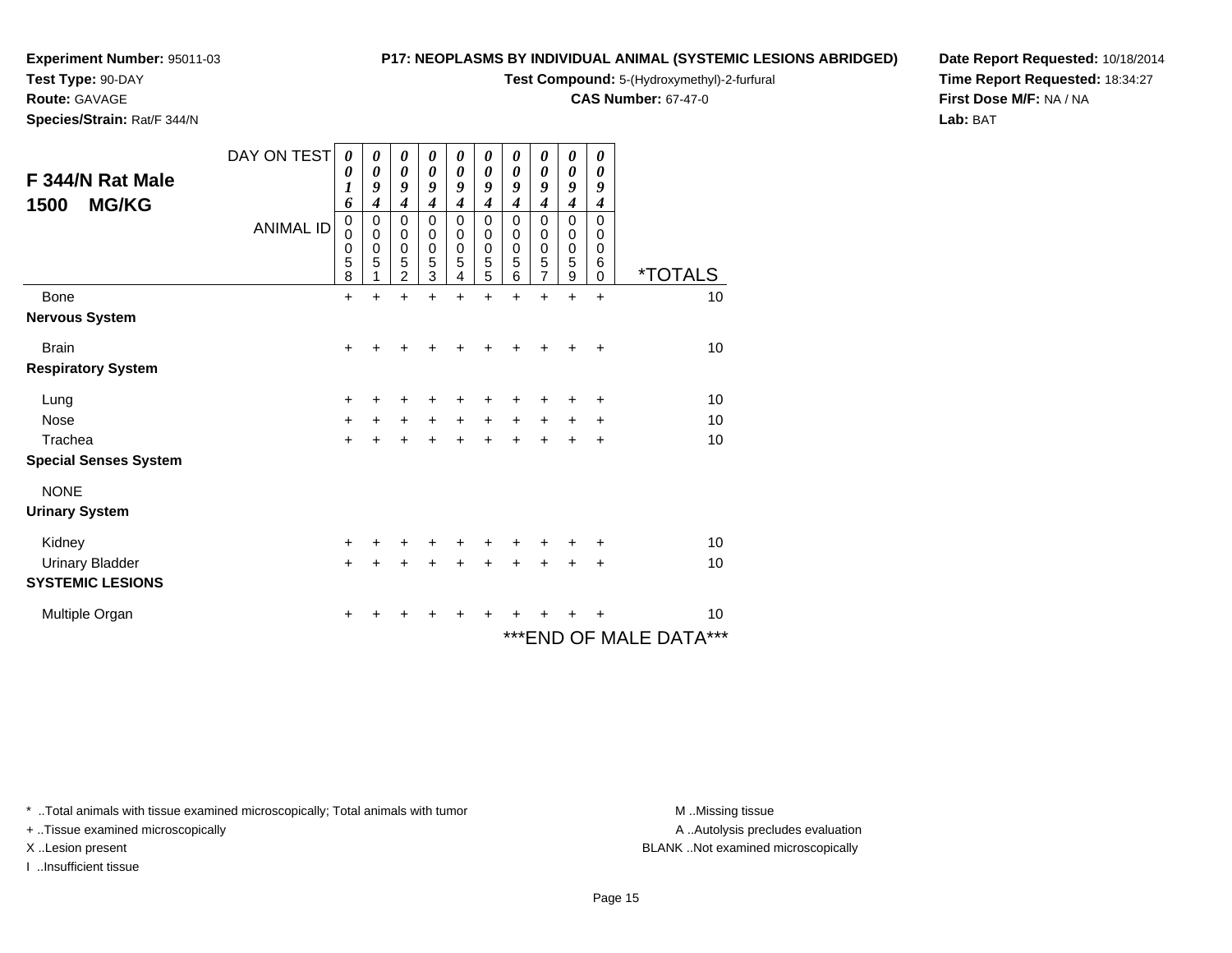**Experiment Number:** 95011-03
**Test Type:** 90-DAY
**Route:** GAVAGE
**Species/Strain:** Rat/F 344/N

**P17: NEOPLASMS BY INDIVIDUAL ANIMAL (SYSTEMIC LESIONS ABRIDGED)**
**Test Compound:** 5-(Hydroxymethyl)-2-furfural
**CAS Number:** 67-47-0

**Date Report Requested:** 10/18/2014
**Time Report Requested:** 18:34:27
**First Dose M/F:** NA / NA
**Lab:** BAT

## F 344/N Rat Male 1500 MG/KG

| DAY ON TEST | 0016 | 0094 | 0094 | 0094 | 0094 | 0094 | 0094 | 0094 | 0094 | 0094 | |
|---|---|---|---|---|---|---|---|---|---|---|---|
| ANIMAL ID | 00058 | 00051 | 00052 | 00053 | 00054 | 00055 | 00056 | 00057 | 00059 | 00060 | *TOTALS |
| Bone | + | + | + | + | + | + | + | + | + | + | 10 |
| **Nervous System** | | | | | | | | | | | |
| Brain | + | + | + | + | + | + | + | + | + | + | 10 |
| **Respiratory System** | | | | | | | | | | | |
| Lung | + | + | + | + | + | + | + | + | + | + | 10 |
| Nose | + | + | + | + | + | + | + | + | + | + | 10 |
| Trachea | + | + | + | + | + | + | + | + | + | + | 10 |
| **Special Senses System** | | | | | | | | | | | |
| NONE | | | | | | | | | | | |
| **Urinary System** | | | | | | | | | | | |
| Kidney | + | + | + | + | + | + | + | + | + | + | 10 |
| Urinary Bladder | + | + | + | + | + | + | + | + | + | + | 10 |
| **SYSTEMIC LESIONS** | | | | | | | | | | | |
| Multiple Organ | + | + | + | + | + | + | + | + | + | + | 10 |

***END OF MALE DATA***

* ..Total animals with tissue examined microscopically; Total animals with tumor
+ ..Tissue examined microscopically
X ..Lesion present
I ..Insufficient tissue

M ..Missing tissue
A ..Autolysis precludes evaluation
BLANK ..Not examined microscopically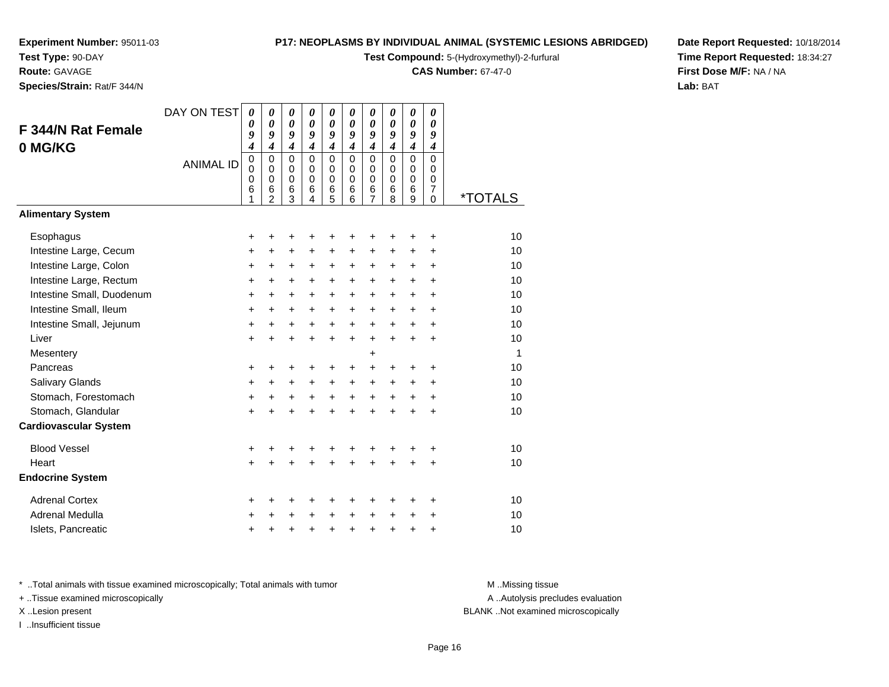**Experiment Number:** 95011-03
**Test Type:** 90-DAY
**Route:** GAVAGE
**Species/Strain:** Rat/F 344/N

**P17: NEOPLASMS BY INDIVIDUAL ANIMAL (SYSTEMIC LESIONS ABRIDGED)**
**Test Compound:** 5-(Hydroxymethyl)-2-furfural
**CAS Number:** 67-47-0

**Date Report Requested:** 10/18/2014
**Time Report Requested:** 18:34:27
**First Dose M/F:** NA / NA
**Lab:** BAT

## F 344/N Rat Female 0 MG/KG

| DAY ON TEST | 0094 | 0094 | 0094 | 0094 | 0094 | 0094 | 0094 | 0094 | 0094 | 0094 | |
|---|---|---|---|---|---|---|---|---|---|---|---|
| ANIMAL ID | 00061 | 00062 | 00063 | 00064 | 00065 | 00066 | 00067 | 00068 | 00069 | 00070 | *TOTALS |
| **Alimentary System** | | | | | | | | | | | |
| Esophagus | + | + | + | + | + | + | + | + | + | + | 10 |
| Intestine Large, Cecum | + | + | + | + | + | + | + | + | + | + | 10 |
| Intestine Large, Colon | + | + | + | + | + | + | + | + | + | + | 10 |
| Intestine Large, Rectum | + | + | + | + | + | + | + | + | + | + | 10 |
| Intestine Small, Duodenum | + | + | + | + | + | + | + | + | + | + | 10 |
| Intestine Small, Ileum | + | + | + | + | + | + | + | + | + | + | 10 |
| Intestine Small, Jejunum | + | + | + | + | + | + | + | + | + | + | 10 |
| Liver | + | + | + | + | + | + | + | + | + | + | 10 |
| Mesentery | | | | | | | + | | | | 1 |
| Pancreas | + | + | + | + | + | + | + | + | + | + | 10 |
| Salivary Glands | + | + | + | + | + | + | + | + | + | + | 10 |
| Stomach, Forestomach | + | + | + | + | + | + | + | + | + | + | 10 |
| Stomach, Glandular | + | + | + | + | + | + | + | + | + | + | 10 |
| **Cardiovascular System** | | | | | | | | | | | |
| Blood Vessel | + | + | + | + | + | + | + | + | + | + | 10 |
| Heart | + | + | + | + | + | + | + | + | + | + | 10 |
| **Endocrine System** | | | | | | | | | | | |
| Adrenal Cortex | + | + | + | + | + | + | + | + | + | + | 10 |
| Adrenal Medulla | + | + | + | + | + | + | + | + | + | + | 10 |
| Islets, Pancreatic | + | + | + | + | + | + | + | + | + | + | 10 |

\* ..Total animals with tissue examined microscopically; Total animals with tumor
+ ..Tissue examined microscopically
X ..Lesion present
I ..Insufficient tissue

M ..Missing tissue
A ..Autolysis precludes evaluation
BLANK ..Not examined microscopically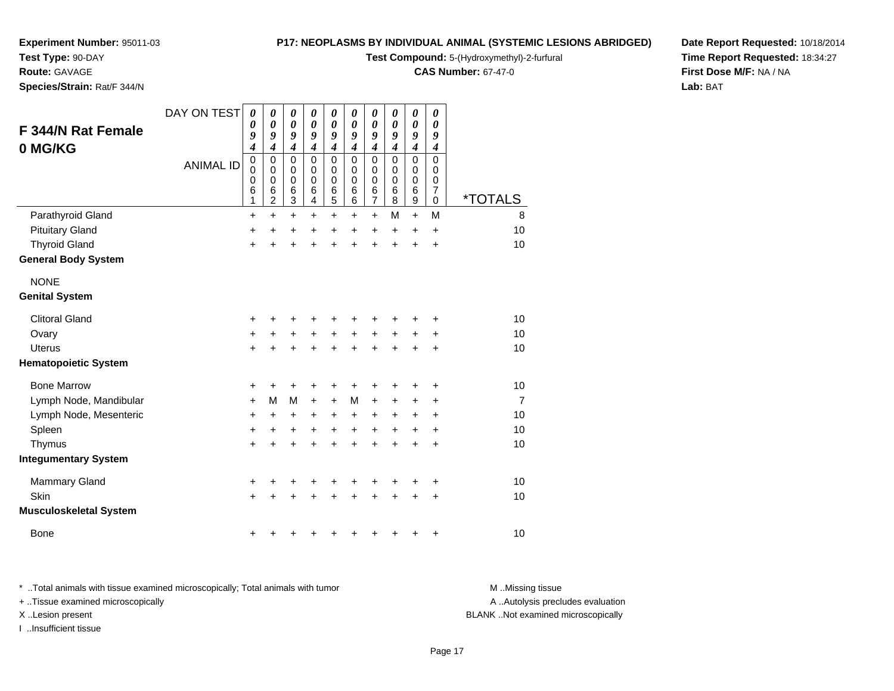**Experiment Number:** 95011-03
**Test Type:** 90-DAY
**Route:** GAVAGE
**Species/Strain:** Rat/F 344/N

**P17: NEOPLASMS BY INDIVIDUAL ANIMAL (SYSTEMIC LESIONS ABRIDGED)**
**Test Compound:** 5-(Hydroxymethyl)-2-furfural
**CAS Number:** 67-47-0

**Date Report Requested:** 10/18/2014
**Time Report Requested:** 18:34:27
**First Dose M/F:** NA / NA
**Lab:** BAT

## F 344/N Rat Female 0 MG/KG

| DAY ON TEST | 0094 | 0094 | 0094 | 0094 | 0094 | 0094 | 0094 | 0094 | 0094 | 0094 | |
|---|---|---|---|---|---|---|---|---|---|---|---|
| ANIMAL ID | 00061 | 00062 | 00063 | 00064 | 00065 | 00066 | 00067 | 00068 | 00069 | 00070 | *TOTALS |
| Parathyroid Gland | + | + | + | + | + | + | + | M | + | M | 8 |
| Pituitary Gland | + | + | + | + | + | + | + | + | + | + | 10 |
| Thyroid Gland | + | + | + | + | + | + | + | + | + | + | 10 |
| **General Body System** | | | | | | | | | | | |
| NONE | | | | | | | | | | | |
| **Genital System** | | | | | | | | | | | |
| Clitoral Gland | + | + | + | + | + | + | + | + | + | + | 10 |
| Ovary | + | + | + | + | + | + | + | + | + | + | 10 |
| Uterus | + | + | + | + | + | + | + | + | + | + | 10 |
| **Hematopoietic System** | | | | | | | | | | | |
| Bone Marrow | + | + | + | + | + | + | + | + | + | + | 10 |
| Lymph Node, Mandibular | + | M | M | + | + | M | + | + | + | + | 7 |
| Lymph Node, Mesenteric | + | + | + | + | + | + | + | + | + | + | 10 |
| Spleen | + | + | + | + | + | + | + | + | + | + | 10 |
| Thymus | + | + | + | + | + | + | + | + | + | + | 10 |
| **Integumentary System** | | | | | | | | | | | |
| Mammary Gland | + | + | + | + | + | + | + | + | + | + | 10 |
| Skin | + | + | + | + | + | + | + | + | + | + | 10 |
| **Musculoskeletal System** | | | | | | | | | | | |
| Bone | + | + | + | + | + | + | + | + | + | + | 10 |

\* ..Total animals with tissue examined microscopically; Total animals with tumor
\+ ..Tissue examined microscopically
X ..Lesion present
I ..Insufficient tissue

M ..Missing tissue
A ..Autolysis precludes evaluation
BLANK ..Not examined microscopically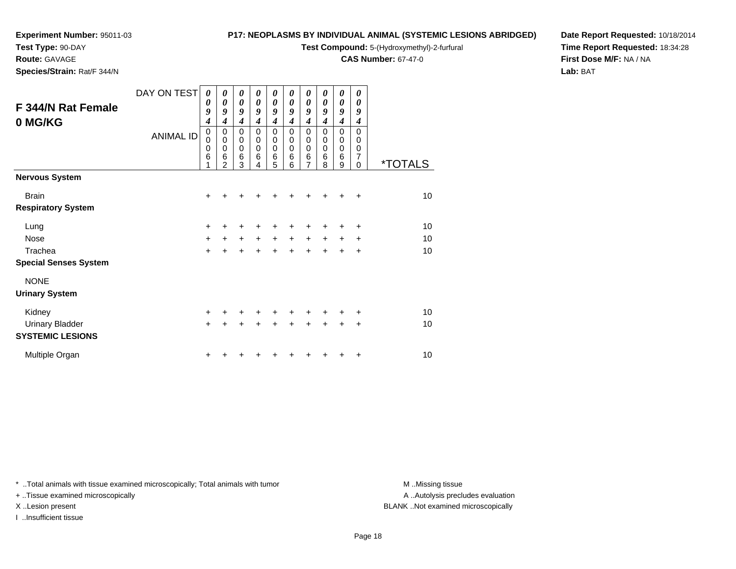**Experiment Number:** 95011-03
**Test Type:** 90-DAY
**Route:** GAVAGE
**Species/Strain:** Rat/F 344/N

**P17: NEOPLASMS BY INDIVIDUAL ANIMAL (SYSTEMIC LESIONS ABRIDGED)**
**Test Compound:** 5-(Hydroxymethyl)-2-furfural
**CAS Number:** 67-47-0

**Date Report Requested:** 10/18/2014
**Time Report Requested:** 18:34:28
**First Dose M/F:** NA / NA
**Lab:** BAT

## F 344/N Rat Female 0 MG/KG

| DAY ON TEST | 0094 | 0094 | 0094 | 0094 | 0094 | 0094 | 0094 | 0094 | 0094 | 0094 | |
|---|---|---|---|---|---|---|---|---|---|---|---|
| ANIMAL ID | 00061 | 00062 | 00063 | 00064 | 00065 | 00066 | 00067 | 00068 | 00069 | 00070 | *TOTALS |
| **Nervous System** | | | | | | | | | | | |
| Brain | + | + | + | + | + | + | + | + | + | + | 10 |
| **Respiratory System** | | | | | | | | | | | |
| Lung | + | + | + | + | + | + | + | + | + | + | 10 |
| Nose | + | + | + | + | + | + | + | + | + | + | 10 |
| Trachea | + | + | + | + | + | + | + | + | + | + | 10 |
| **Special Senses System** | | | | | | | | | | | |
| NONE | | | | | | | | | | | |
| **Urinary System** | | | | | | | | | | | |
| Kidney | + | + | + | + | + | + | + | + | + | + | 10 |
| Urinary Bladder | + | + | + | + | + | + | + | + | + | + | 10 |
| **SYSTEMIC LESIONS** | | | | | | | | | | | |
| Multiple Organ | + | + | + | + | + | + | + | + | + | + | 10 |

* ..Total animals with tissue examined microscopically; Total animals with tumor
+ ..Tissue examined microscopically
X ..Lesion present
I ..Insufficient tissue

M ..Missing tissue
A ..Autolysis precludes evaluation
BLANK ..Not examined microscopically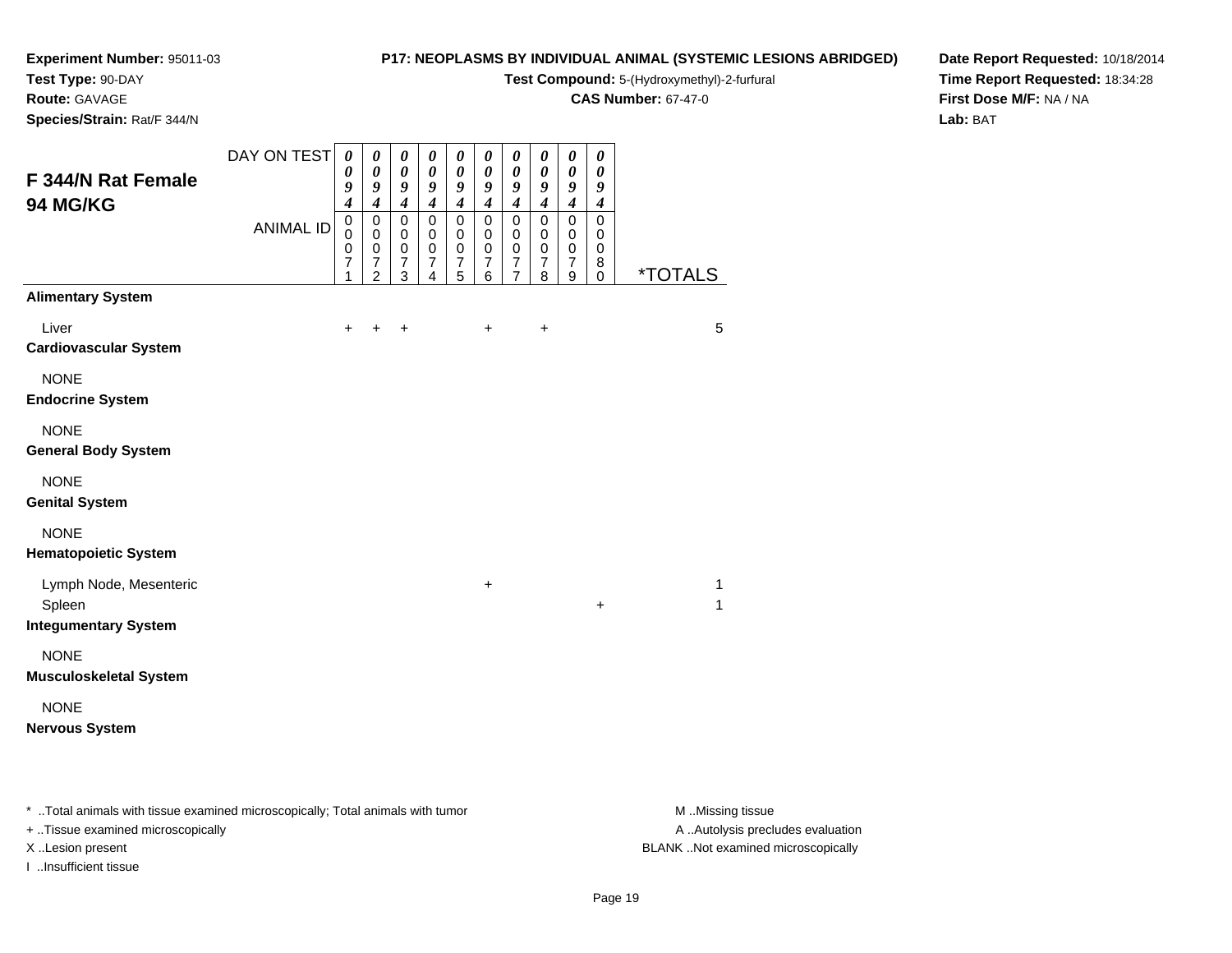**Experiment Number:** 95011-03
**Test Type:** 90-DAY
**Route:** GAVAGE
**Species/Strain:** Rat/F 344/N

**P17: NEOPLASMS BY INDIVIDUAL ANIMAL (SYSTEMIC LESIONS ABRIDGED)**
**Test Compound:** 5-(Hydroxymethyl)-2-furfural
**CAS Number:** 67-47-0

**Date Report Requested:** 10/18/2014
**Time Report Requested:** 18:34:28
**First Dose M/F:** NA / NA
**Lab:** BAT

## F 344/N Rat Female 94 MG/KG

| | | | | | | | | | | | |
|---|---|---|---|---|---|---|---|---|---|---|---|
| DAY ON TEST | 0094 | 0094 | 0094 | 0094 | 0094 | 0094 | 0094 | 0094 | 0094 | 0094 | |
| ANIMAL ID | 00071 | 00072 | 00073 | 00074 | 00075 | 00076 | 00077 | 00078 | 00079 | 00080 | *TOTALS |
| **Alimentary System** | | | | | | | | | | | |
| Liver | + | + | + | | | + | | + | | | 5 |
| **Cardiovascular System** | | | | | | | | | | | |
| NONE | | | | | | | | | | | |
| **Endocrine System** | | | | | | | | | | | |
| NONE | | | | | | | | | | | |
| **General Body System** | | | | | | | | | | | |
| NONE | | | | | | | | | | | |
| **Genital System** | | | | | | | | | | | |
| NONE | | | | | | | | | | | |
| **Hematopoietic System** | | | | | | | | | | | |
| Lymph Node, Mesenteric | | | | | | + | | | | | 1 |
| Spleen | | | | | | | | | | + | 1 |
| **Integumentary System** | | | | | | | | | | | |
| NONE | | | | | | | | | | | |
| **Musculoskeletal System** | | | | | | | | | | | |
| NONE | | | | | | | | | | | |
| **Nervous System** | | | | | | | | | | | |

* ..Total animals with tissue examined microscopically; Total animals with tumor
+ ..Tissue examined microscopically
X ..Lesion present
I ..Insufficient tissue

M ..Missing tissue
A ..Autolysis precludes evaluation
BLANK ..Not examined microscopically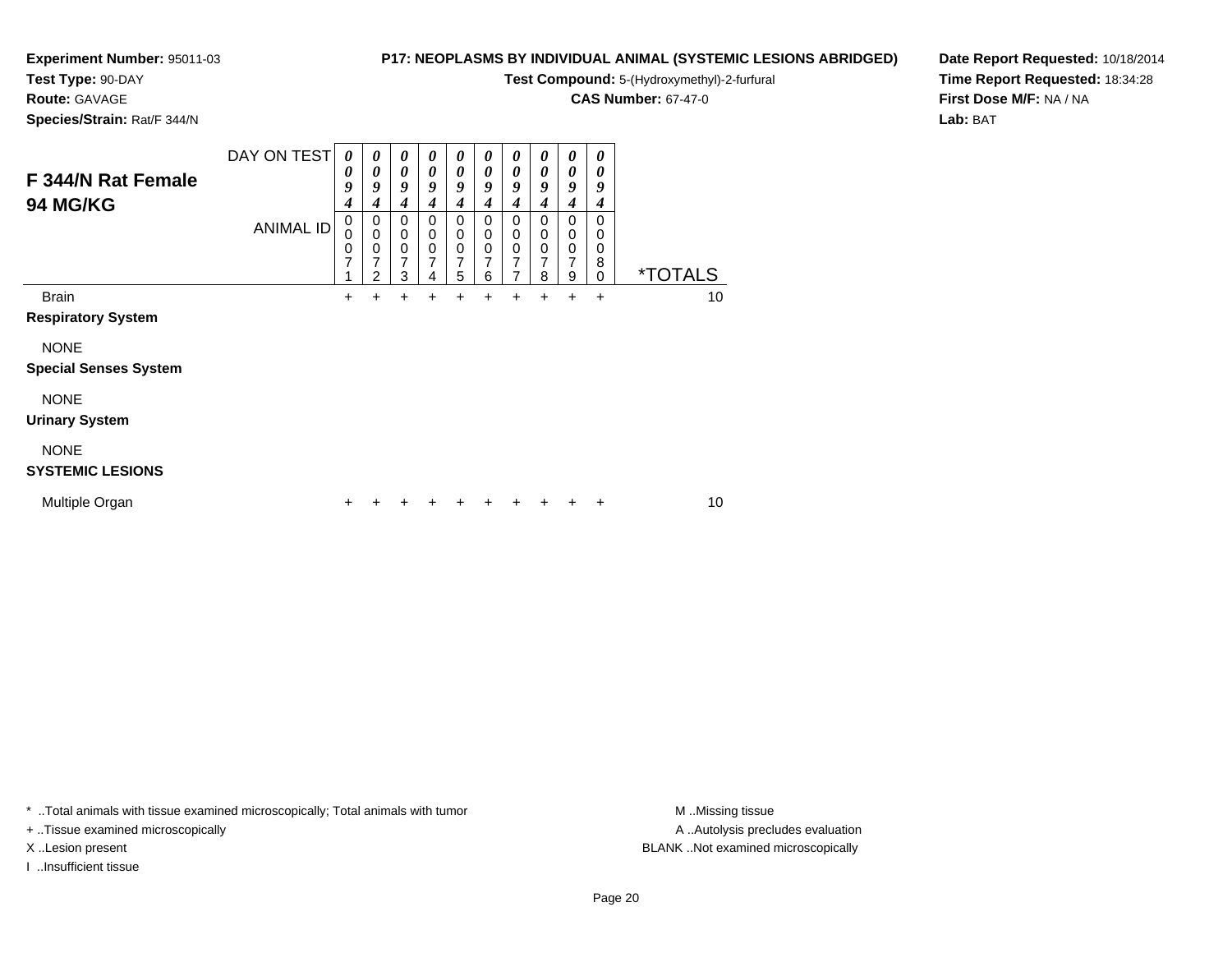**Experiment Number:** 95011-03
**Test Type:** 90-DAY
**Route:** GAVAGE
**Species/Strain:** Rat/F 344/N

**P17: NEOPLASMS BY INDIVIDUAL ANIMAL (SYSTEMIC LESIONS ABRIDGED)**
**Test Compound:** 5-(Hydroxymethyl)-2-furfural
**CAS Number:** 67-47-0

**Date Report Requested:** 10/18/2014
**Time Report Requested:** 18:34:28
**First Dose M/F:** NA / NA
**Lab:** BAT

## F 344/N Rat Female
## 94 MG/KG

| DAY ON TEST | 0094 | 0094 | 0094 | 0094 | 0094 | 0094 | 0094 | 0094 | 0094 | 0094 | |
|---|---|---|---|---|---|---|---|---|---|---|---|
| ANIMAL ID | 00071 | 00072 | 00073 | 00074 | 00075 | 00076 | 00077 | 00078 | 00079 | 00080 | *TOTALS |
| Brain | + | + | + | + | + | + | + | + | + | + | 10 |
| **Respiratory System** | | | | | | | | | | | |
| NONE | | | | | | | | | | | |
| **Special Senses System** | | | | | | | | | | | |
| NONE | | | | | | | | | | | |
| **Urinary System** | | | | | | | | | | | |
| NONE | | | | | | | | | | | |
| **SYSTEMIC LESIONS** | | | | | | | | | | | |
| Multiple Organ | + | + | + | + | + | + | + | + | + | + | 10 |

\* ..Total animals with tissue examined microscopically; Total animals with tumor
+ ..Tissue examined microscopically
X ..Lesion present
I ..Insufficient tissue

M ..Missing tissue
A ..Autolysis precludes evaluation
BLANK ..Not examined microscopically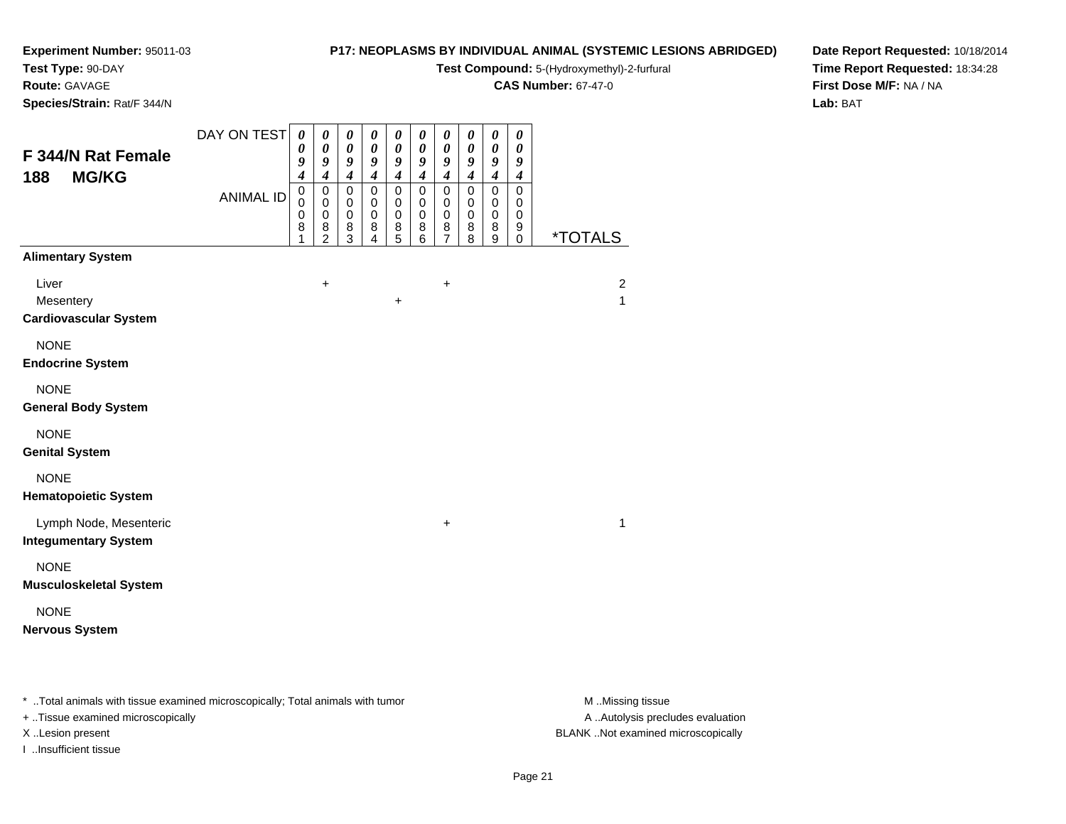**Experiment Number:** 95011-03
**Test Type:** 90-DAY
**Route:** GAVAGE
**Species/Strain:** Rat/F 344/N

**P17: NEOPLASMS BY INDIVIDUAL ANIMAL (SYSTEMIC LESIONS ABRIDGED)**
**Test Compound:** 5-(Hydroxymethyl)-2-furfural
**CAS Number:** 67-47-0

**Date Report Requested:** 10/18/2014
**Time Report Requested:** 18:34:28
**First Dose M/F:** NA / NA
**Lab:** BAT

## F 344/N Rat Female 188 MG/KG

| DAY ON TEST | 0094 | 0094 | 0094 | 0094 | 0094 | 0094 | 0094 | 0094 | 0094 | 0094 | |
|---|---|---|---|---|---|---|---|---|---|---|---|
| ANIMAL ID | 00081 | 00082 | 00083 | 00084 | 00085 | 00086 | 00087 | 00088 | 00089 | 00090 | *TOTALS |
| **Alimentary System** | | | | | | | | | | | |
| Liver | | + | | | | | + | | | | 2 |
| Mesentery | | | | | + | | | | | | 1 |
| **Cardiovascular System** | | | | | | | | | | | |
| NONE | | | | | | | | | | | |
| **Endocrine System** | | | | | | | | | | | |
| NONE | | | | | | | | | | | |
| **General Body System** | | | | | | | | | | | |
| NONE | | | | | | | | | | | |
| **Genital System** | | | | | | | | | | | |
| NONE | | | | | | | | | | | |
| **Hematopoietic System** | | | | | | | | | | | |
| Lymph Node, Mesenteric | | | | | | | + | | | | 1 |
| **Integumentary System** | | | | | | | | | | | |
| NONE | | | | | | | | | | | |
| **Musculoskeletal System** | | | | | | | | | | | |
| NONE | | | | | | | | | | | |
| **Nervous System** | | | | | | | | | | | |

* ..Total animals with tissue examined microscopically; Total animals with tumor
+ ..Tissue examined microscopically
X ..Lesion present
I ..Insufficient tissue

M ..Missing tissue
A ..Autolysis precludes evaluation
BLANK ..Not examined microscopically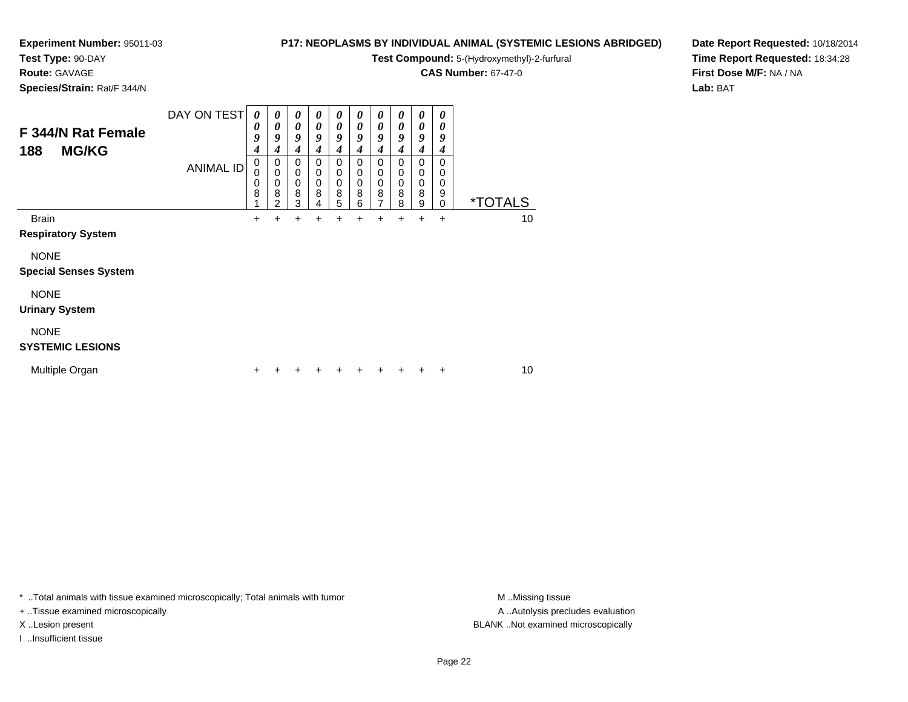**Experiment Number:** 95011-03
**Test Type:** 90-DAY
**Route:** GAVAGE
**Species/Strain:** Rat/F 344/N

**P17: NEOPLASMS BY INDIVIDUAL ANIMAL (SYSTEMIC LESIONS ABRIDGED)**
**Test Compound:** 5-(Hydroxymethyl)-2-furfural
**CAS Number:** 67-47-0

**Date Report Requested:** 10/18/2014
**Time Report Requested:** 18:34:28
**First Dose M/F:** NA / NA
**Lab:** BAT

## F 344/N Rat Female
## 188 MG/KG

| DAY ON TEST | 0094 | 0094 | 0094 | 0094 | 0094 | 0094 | 0094 | 0094 | 0094 | 0094 | |
|---|---|---|---|---|---|---|---|---|---|---|---|
| ANIMAL ID | 00081 | 00082 | 00083 | 00084 | 00085 | 00086 | 00087 | 00088 | 00089 | 00090 | *TOTALS |
| Brain | + | + | + | + | + | + | + | + | + | + | 10 |
| **Respiratory System** | | | | | | | | | | | |
| NONE | | | | | | | | | | | |
| **Special Senses System** | | | | | | | | | | | |
| NONE | | | | | | | | | | | |
| **Urinary System** | | | | | | | | | | | |
| NONE | | | | | | | | | | | |
| **SYSTEMIC LESIONS** | | | | | | | | | | | |
| Multiple Organ | + | + | + | + | + | + | + | + | + | + | 10 |

* ..Total animals with tissue examined microscopically; Total animals with tumor
+ ..Tissue examined microscopically
X ..Lesion present
I ..Insufficient tissue

M ..Missing tissue
A ..Autolysis precludes evaluation
BLANK ..Not examined microscopically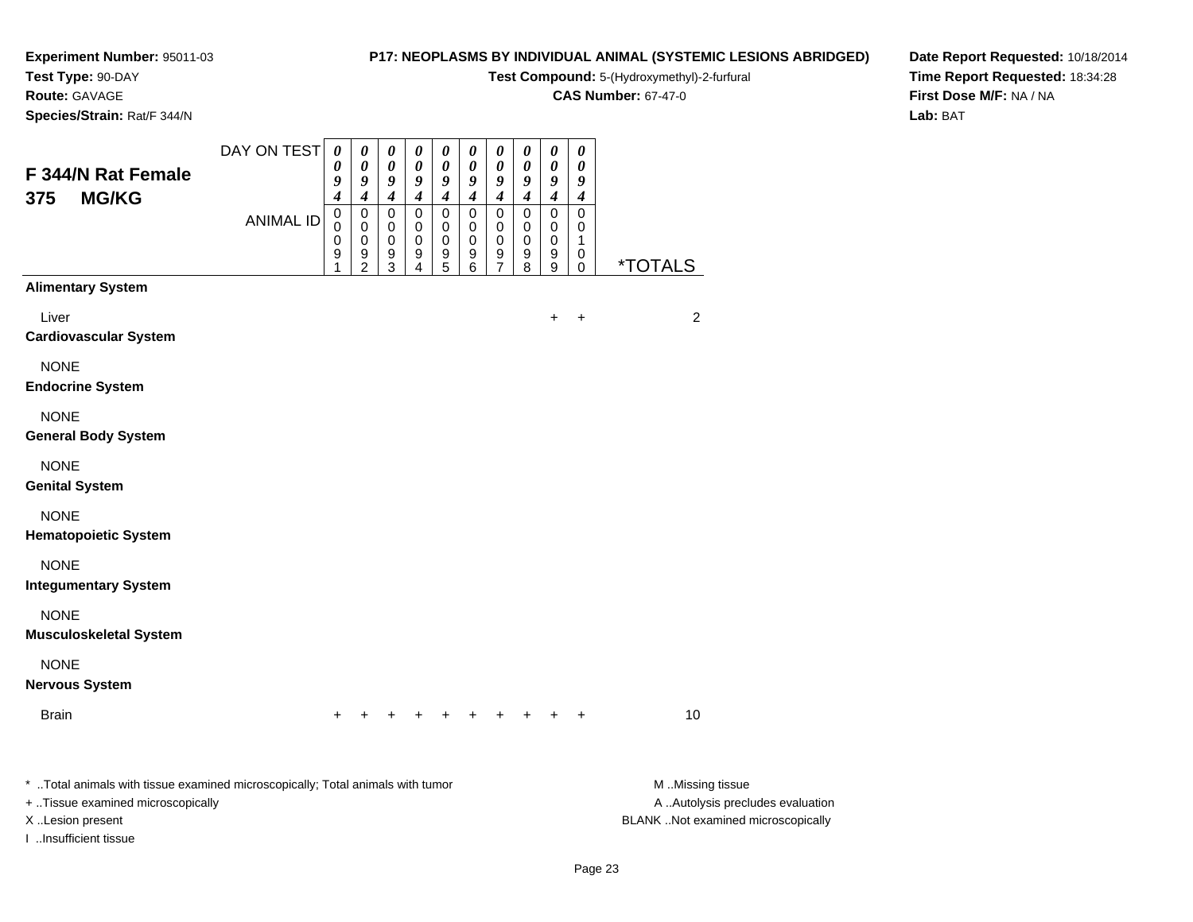**Experiment Number:** 95011-03
**Test Type:** 90-DAY
**Route:** GAVAGE
**Species/Strain:** Rat/F 344/N

**P17: NEOPLASMS BY INDIVIDUAL ANIMAL (SYSTEMIC LESIONS ABRIDGED)**
**Test Compound:** 5-(Hydroxymethyl)-2-furfural
**CAS Number:** 67-47-0

**Date Report Requested:** 10/18/2014
**Time Report Requested:** 18:34:28
**First Dose M/F:** NA / NA
**Lab:** BAT

## F 344/N Rat Female 375 MG/KG

| DAY ON TEST | 0094 | 0094 | 0094 | 0094 | 0094 | 0094 | 0094 | 0094 | 0094 | 0094 | |
|---|---|---|---|---|---|---|---|---|---|---|---|
| ANIMAL ID | 00091 | 00092 | 00093 | 00094 | 00095 | 00096 | 00097 | 00098 | 00099 | 00100 | *TOTALS |
| **Alimentary System** | | | | | | | | | | | |
| Liver | | | | | | | | | + | + | 2 |
| **Cardiovascular System** | | | | | | | | | | | |
| NONE | | | | | | | | | | | |
| **Endocrine System** | | | | | | | | | | | |
| NONE | | | | | | | | | | | |
| **General Body System** | | | | | | | | | | | |
| NONE | | | | | | | | | | | |
| **Genital System** | | | | | | | | | | | |
| NONE | | | | | | | | | | | |
| **Hematopoietic System** | | | | | | | | | | | |
| NONE | | | | | | | | | | | |
| **Integumentary System** | | | | | | | | | | | |
| NONE | | | | | | | | | | | |
| **Musculoskeletal System** | | | | | | | | | | | |
| NONE | | | | | | | | | | | |
| **Nervous System** | | | | | | | | | | | |
| Brain | + | + | + | + | + | + | + | + | + | + | 10 |

* ..Total animals with tissue examined microscopically; Total animals with tumor
+ ..Tissue examined microscopically
X ..Lesion present
I ..Insufficient tissue

M ..Missing tissue
A ..Autolysis precludes evaluation
BLANK ..Not examined microscopically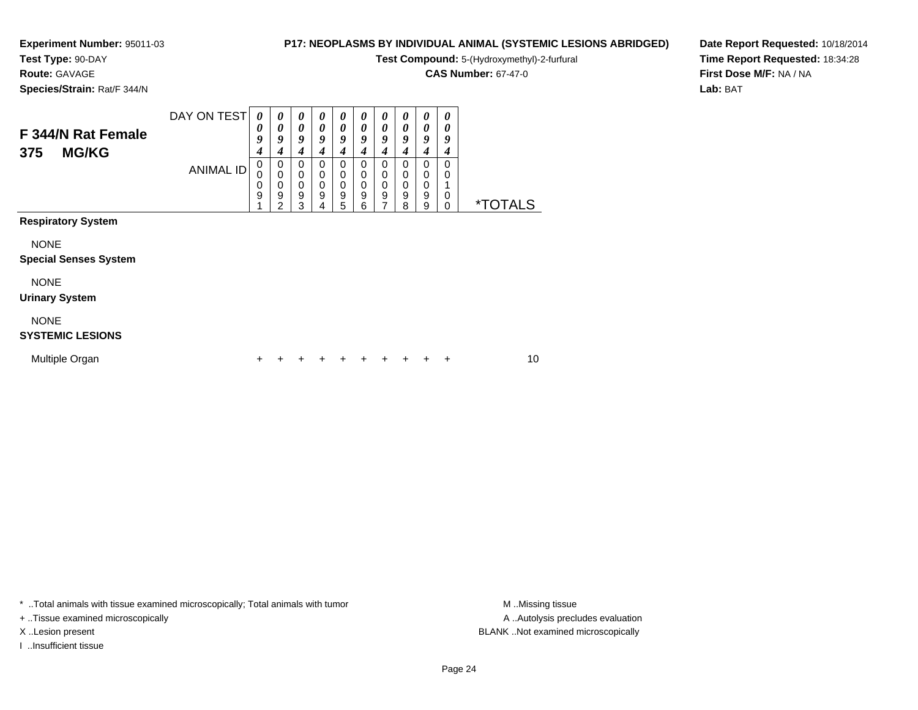**Experiment Number:** 95011-03
**Test Type:** 90-DAY
**Route:** GAVAGE
**Species/Strain:** Rat/F 344/N

**P17: NEOPLASMS BY INDIVIDUAL ANIMAL (SYSTEMIC LESIONS ABRIDGED)**
**Test Compound:** 5-(Hydroxymethyl)-2-furfural
**CAS Number:** 67-47-0

**Date Report Requested:** 10/18/2014
**Time Report Requested:** 18:34:28
**First Dose M/F:** NA / NA
**Lab:** BAT

## F 344/N Rat Female 375 MG/KG

| DAY ON TEST | 0094 | 0094 | 0094 | 0094 | 0094 | 0094 | 0094 | 0094 | 0094 | 0094 | |
|---|---|---|---|---|---|---|---|---|---|---|---|
| ANIMAL ID | 00091 | 00092 | 00093 | 00094 | 00095 | 00096 | 00097 | 00098 | 00099 | 00100 | *TOTALS |
| **Respiratory System** | | | | | | | | | | | |
| NONE | | | | | | | | | | | |
| **Special Senses System** | | | | | | | | | | | |
| NONE | | | | | | | | | | | |
| **Urinary System** | | | | | | | | | | | |
| NONE | | | | | | | | | | | |
| **SYSTEMIC LESIONS** | | | | | | | | | | | |
| Multiple Organ | + | + | + | + | + | + | + | + | + | + | 10 |

* ..Total animals with tissue examined microscopically; Total animals with tumor
+ ..Tissue examined microscopically
X ..Lesion present
I ..Insufficient tissue

M ..Missing tissue
A ..Autolysis precludes evaluation
BLANK ..Not examined microscopically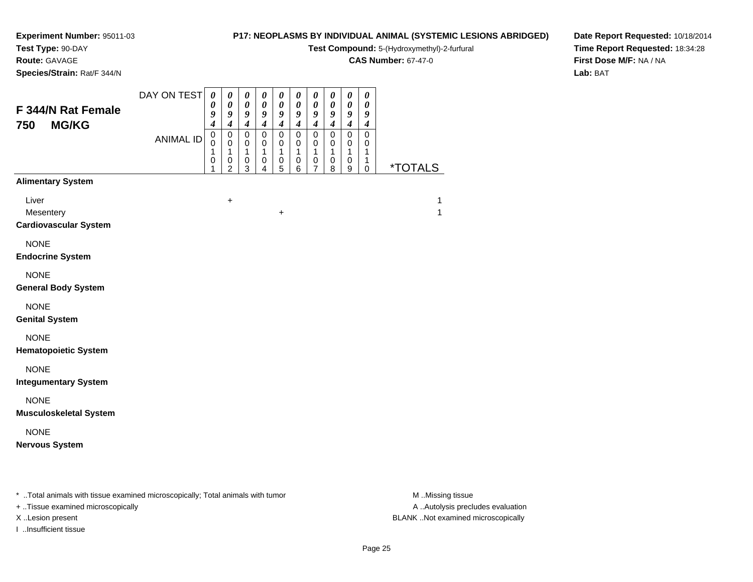**Experiment Number:** 95011-03
**Test Type:** 90-DAY
**Route:** GAVAGE
**Species/Strain:** Rat/F 344/N

**P17: NEOPLASMS BY INDIVIDUAL ANIMAL (SYSTEMIC LESIONS ABRIDGED)**
**Test Compound:** 5-(Hydroxymethyl)-2-furfural
**CAS Number:** 67-47-0

**Date Report Requested:** 10/18/2014
**Time Report Requested:** 18:34:28
**First Dose M/F:** NA / NA
**Lab:** BAT

## F 344/N Rat Female 750 MG/KG

| DAY ON TEST | 0094 | 0094 | 0094 | 0094 | 0094 | 0094 | 0094 | 0094 | 0094 | 0094 | |
|---|---|---|---|---|---|---|---|---|---|---|---|
| ANIMAL ID | 00101 | 00102 | 00103 | 00104 | 00105 | 00106 | 00107 | 00108 | 00109 | 00110 | *TOTALS |
| **Alimentary System** | | | | | | | | | | | |
| Liver | | + | | | | | | | | | 1 |
| Mesentery | | | | | + | | | | | | 1 |
| **Cardiovascular System** | | | | | | | | | | | |
| NONE | | | | | | | | | | | |
| **Endocrine System** | | | | | | | | | | | |
| NONE | | | | | | | | | | | |
| **General Body System** | | | | | | | | | | | |
| NONE | | | | | | | | | | | |
| **Genital System** | | | | | | | | | | | |
| NONE | | | | | | | | | | | |
| **Hematopoietic System** | | | | | | | | | | | |
| NONE | | | | | | | | | | | |
| **Integumentary System** | | | | | | | | | | | |
| NONE | | | | | | | | | | | |
| **Musculoskeletal System** | | | | | | | | | | | |
| NONE | | | | | | | | | | | |
| **Nervous System** | | | | | | | | | | | |

\* ..Total animals with tissue examined microscopically; Total animals with tumor
+ ..Tissue examined microscopically
X ..Lesion present
I ..Insufficient tissue

M ..Missing tissue
A ..Autolysis precludes evaluation
BLANK ..Not examined microscopically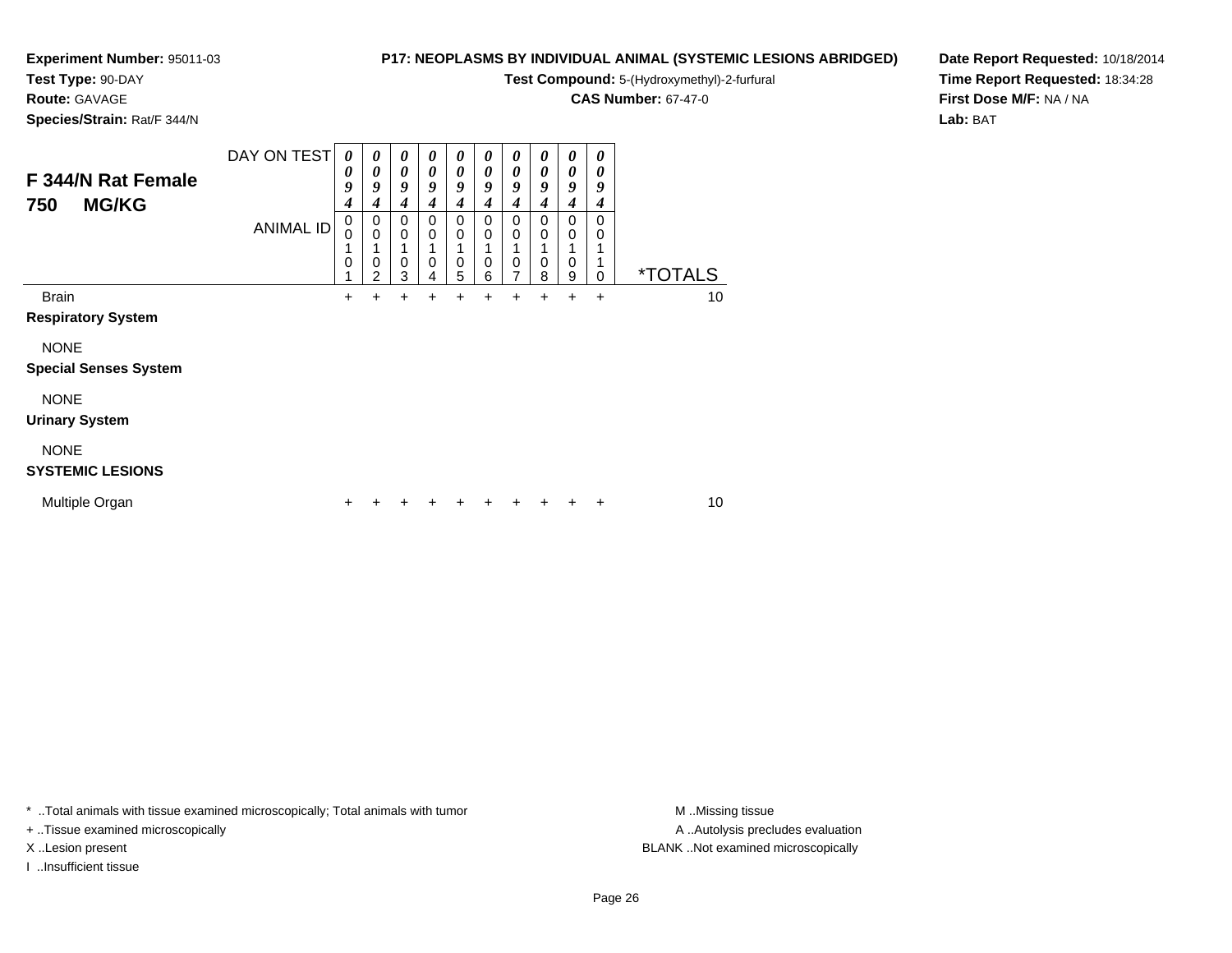**Experiment Number:** 95011-03
**Test Type:** 90-DAY
**Route:** GAVAGE
**Species/Strain:** Rat/F 344/N

**P17: NEOPLASMS BY INDIVIDUAL ANIMAL (SYSTEMIC LESIONS ABRIDGED)**
**Test Compound:** 5-(Hydroxymethyl)-2-furfural
**CAS Number:** 67-47-0

**Date Report Requested:** 10/18/2014
**Time Report Requested:** 18:34:28
**First Dose M/F:** NA / NA
**Lab:** BAT

## F 344/N Rat Female 750 MG/KG

| DAY ON TEST | 0094 | 0094 | 0094 | 0094 | 0094 | 0094 | 0094 | 0094 | 0094 | 0094 | |
|---|---|---|---|---|---|---|---|---|---|---|---|
| ANIMAL ID | 00101 | 00102 | 00103 | 00104 | 00105 | 00106 | 00107 | 00108 | 00109 | 00110 | *TOTALS |
| Brain | + | + | + | + | + | + | + | + | + | + | 10 |
| **Respiratory System** | | | | | | | | | | | |
| NONE | | | | | | | | | | | |
| **Special Senses System** | | | | | | | | | | | |
| NONE | | | | | | | | | | | |
| **Urinary System** | | | | | | | | | | | |
| NONE | | | | | | | | | | | |
| **SYSTEMIC LESIONS** | | | | | | | | | | | |
| Multiple Organ | + | + | + | + | + | + | + | + | + | + | 10 |

* ..Total animals with tissue examined microscopically; Total animals with tumor
+ ..Tissue examined microscopically
X ..Lesion present
I ..Insufficient tissue

M ..Missing tissue
A ..Autolysis precludes evaluation
BLANK ..Not examined microscopically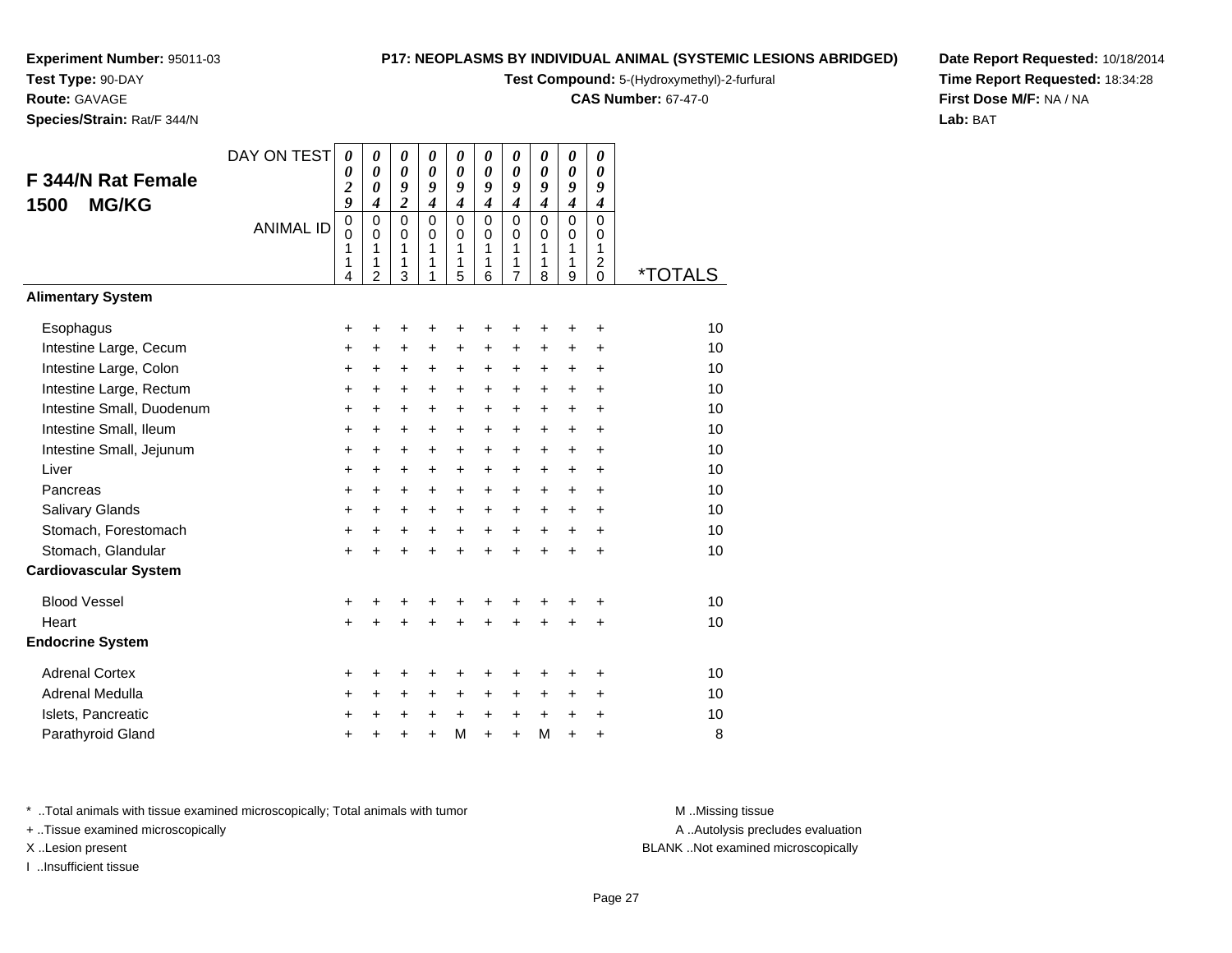**Experiment Number:** 95011-03
**Test Type:** 90-DAY
**Route:** GAVAGE
**Species/Strain:** Rat/F 344/N

**P17: NEOPLASMS BY INDIVIDUAL ANIMAL (SYSTEMIC LESIONS ABRIDGED)**
**Test Compound:** 5-(Hydroxymethyl)-2-furfural
**CAS Number:** 67-47-0

**Date Report Requested:** 10/18/2014
**Time Report Requested:** 18:34:28
**First Dose M/F:** NA / NA
**Lab:** BAT

## F 344/N Rat Female 1500 MG/KG

| DAY ON TEST | 0029 | 0004 | 0092 | 0094 | 0094 | 0094 | 0094 | 0094 | 0094 | 0094 | |
|---|---|---|---|---|---|---|---|---|---|---|---|
| ANIMAL ID | 00114 | 00112 | 00113 | 00111 | 00115 | 00116 | 00117 | 00118 | 00119 | 00120 | *TOTALS |
| **Alimentary System** | | | | | | | | | | | |
| Esophagus | + | + | + | + | + | + | + | + | + | + | 10 |
| Intestine Large, Cecum | + | + | + | + | + | + | + | + | + | + | 10 |
| Intestine Large, Colon | + | + | + | + | + | + | + | + | + | + | 10 |
| Intestine Large, Rectum | + | + | + | + | + | + | + | + | + | + | 10 |
| Intestine Small, Duodenum | + | + | + | + | + | + | + | + | + | + | 10 |
| Intestine Small, Ileum | + | + | + | + | + | + | + | + | + | + | 10 |
| Intestine Small, Jejunum | + | + | + | + | + | + | + | + | + | + | 10 |
| Liver | + | + | + | + | + | + | + | + | + | + | 10 |
| Pancreas | + | + | + | + | + | + | + | + | + | + | 10 |
| Salivary Glands | + | + | + | + | + | + | + | + | + | + | 10 |
| Stomach, Forestomach | + | + | + | + | + | + | + | + | + | + | 10 |
| Stomach, Glandular | + | + | + | + | + | + | + | + | + | + | 10 |
| **Cardiovascular System** | | | | | | | | | | | |
| Blood Vessel | + | + | + | + | + | + | + | + | + | + | 10 |
| Heart | + | + | + | + | + | + | + | + | + | + | 10 |
| **Endocrine System** | | | | | | | | | | | |
| Adrenal Cortex | + | + | + | + | + | + | + | + | + | + | 10 |
| Adrenal Medulla | + | + | + | + | + | + | + | + | + | + | 10 |
| Islets, Pancreatic | + | + | + | + | + | + | + | + | + | + | 10 |
| Parathyroid Gland | + | + | + | + | M | + | + | M | + | + | 8 |

* ..Total animals with tissue examined microscopically; Total animals with tumor
+ ..Tissue examined microscopically
X ..Lesion present
I ..Insufficient tissue

M ..Missing tissue
A ..Autolysis precludes evaluation
BLANK ..Not examined microscopically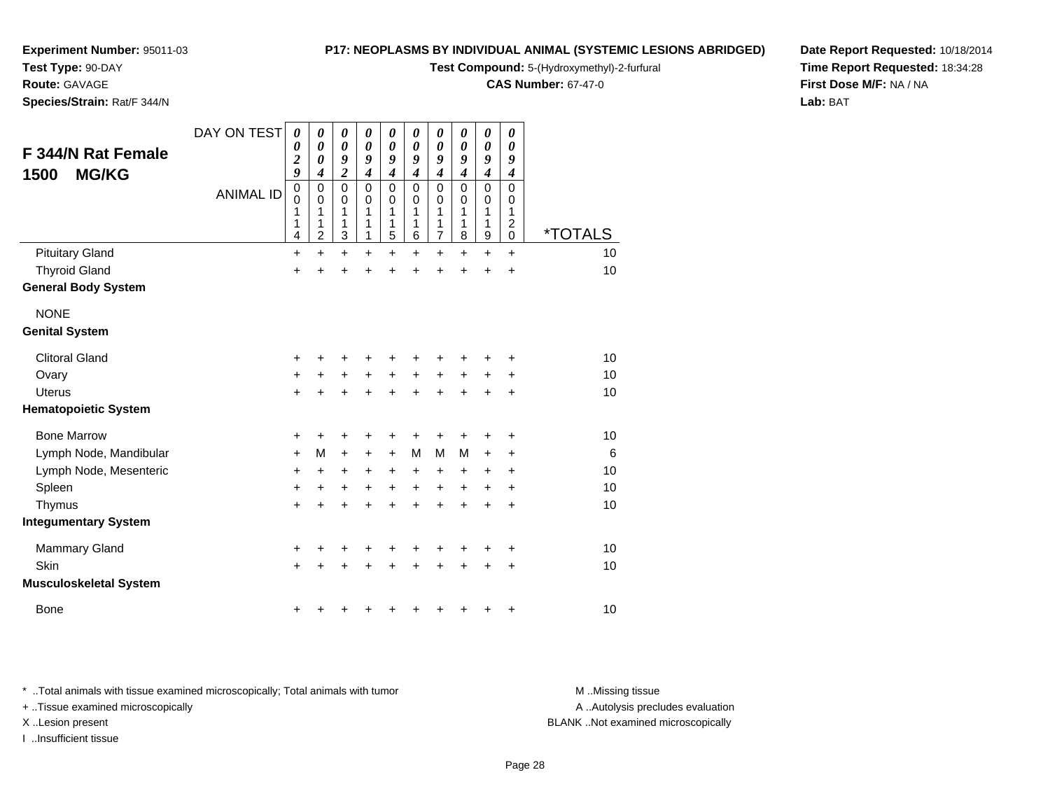**Experiment Number:** 95011-03
**Test Type:** 90-DAY
**Route:** GAVAGE
**Species/Strain:** Rat/F 344/N

**P17: NEOPLASMS BY INDIVIDUAL ANIMAL (SYSTEMIC LESIONS ABRIDGED)**
**Test Compound:** 5-(Hydroxymethyl)-2-furfural
**CAS Number:** 67-47-0

**Date Report Requested:** 10/18/2014
**Time Report Requested:** 18:34:28
**First Dose M/F:** NA / NA
**Lab:** BAT

## F 344/N Rat Female 1500 MG/KG

| DAY ON TEST | 0029 | 0004 | 0092 | 0094 | 0094 | 0094 | 0094 | 0094 | 0094 | 0094 | |
|---|---|---|---|---|---|---|---|---|---|---|---|
| ANIMAL ID | 00114 | 00112 | 00113 | 00111 | 00115 | 00116 | 00117 | 00118 | 00119 | 00120 | *TOTALS |
| Pituitary Gland | + | + | + | + | + | + | + | + | + | + | 10 |
| Thyroid Gland | + | + | + | + | + | + | + | + | + | + | 10 |
| **General Body System** | | | | | | | | | | | |
| NONE | | | | | | | | | | | |
| **Genital System** | | | | | | | | | | | |
| Clitoral Gland | + | + | + | + | + | + | + | + | + | + | 10 |
| Ovary | + | + | + | + | + | + | + | + | + | + | 10 |
| Uterus | + | + | + | + | + | + | + | + | + | + | 10 |
| **Hematopoietic System** | | | | | | | | | | | |
| Bone Marrow | + | + | + | + | + | + | + | + | + | + | 10 |
| Lymph Node, Mandibular | + | M | + | + | + | M | M | M | + | + | 6 |
| Lymph Node, Mesenteric | + | + | + | + | + | + | + | + | + | + | 10 |
| Spleen | + | + | + | + | + | + | + | + | + | + | 10 |
| Thymus | + | + | + | + | + | + | + | + | + | + | 10 |
| **Integumentary System** | | | | | | | | | | | |
| Mammary Gland | + | + | + | + | + | + | + | + | + | + | 10 |
| Skin | + | + | + | + | + | + | + | + | + | + | 10 |
| **Musculoskeletal System** | | | | | | | | | | | |
| Bone | + | + | + | + | + | + | + | + | + | + | 10 |

* ..Total animals with tissue examined microscopically; Total animals with tumor
+ ..Tissue examined microscopically
X ..Lesion present
I ..Insufficient tissue

M ..Missing tissue
A ..Autolysis precludes evaluation
BLANK ..Not examined microscopically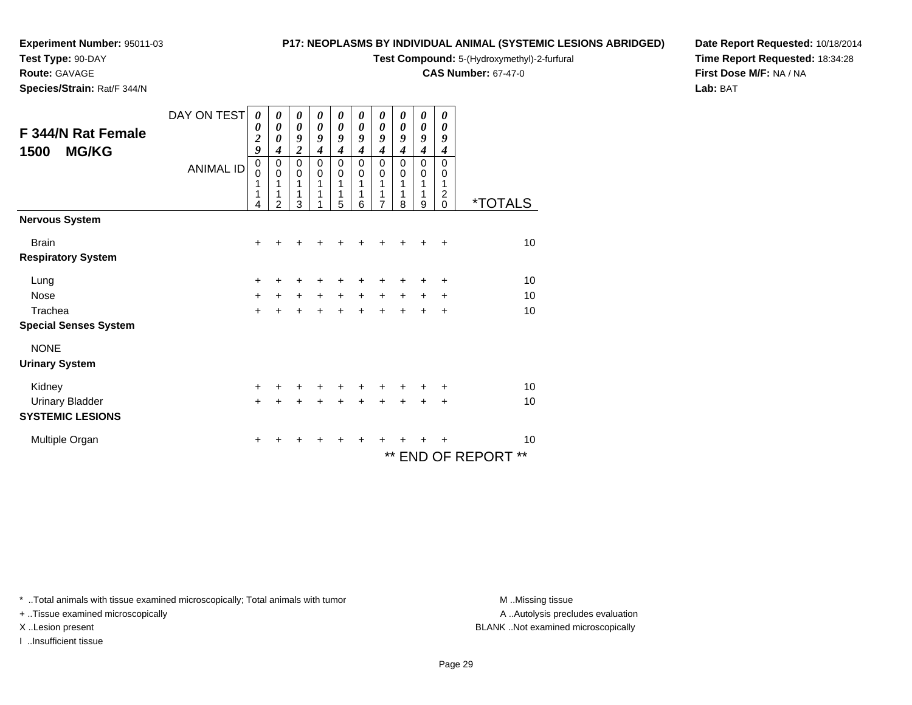**Experiment Number:** 95011-03
**Test Type:** 90-DAY
**Route:** GAVAGE
**Species/Strain:** Rat/F 344/N

**P17: NEOPLASMS BY INDIVIDUAL ANIMAL (SYSTEMIC LESIONS ABRIDGED)**
**Test Compound:** 5-(Hydroxymethyl)-2-furfural
**CAS Number:** 67-47-0

**Date Report Requested:** 10/18/2014
**Time Report Requested:** 18:34:28
**First Dose M/F:** NA / NA
**Lab:** BAT

## F 344/N Rat Female 1500 MG/KG

| DAY ON TEST | 0029 | 0004 | 0092 | 0094 | 0094 | 0094 | 0094 | 0094 | 0094 | 0094 | |
|---|---|---|---|---|---|---|---|---|---|---|---|
| ANIMAL ID | 00114 | 00112 | 00113 | 00111 | 00115 | 00116 | 00117 | 00118 | 00119 | 00120 | *TOTALS |
| **Nervous System** | | | | | | | | | | | |
| Brain | + | + | + | + | + | + | + | + | + | + | 10 |
| **Respiratory System** | | | | | | | | | | | |
| Lung | + | + | + | + | + | + | + | + | + | + | 10 |
| Nose | + | + | + | + | + | + | + | + | + | + | 10 |
| Trachea | + | + | + | + | + | + | + | + | + | + | 10 |
| **Special Senses System** | | | | | | | | | | | |
| NONE | | | | | | | | | | | |
| **Urinary System** | | | | | | | | | | | |
| Kidney | + | + | + | + | + | + | + | + | + | + | 10 |
| Urinary Bladder | + | + | + | + | + | + | + | + | + | + | 10 |
| **SYSTEMIC LESIONS** | | | | | | | | | | | |
| Multiple Organ | + | + | + | + | + | + | + | + | + | + | 10 |

** END OF REPORT **

* ..Total animals with tissue examined microscopically; Total animals with tumor
+ ..Tissue examined microscopically
X ..Lesion present
I ..Insufficient tissue

M ..Missing tissue
A ..Autolysis precludes evaluation
BLANK ..Not examined microscopically